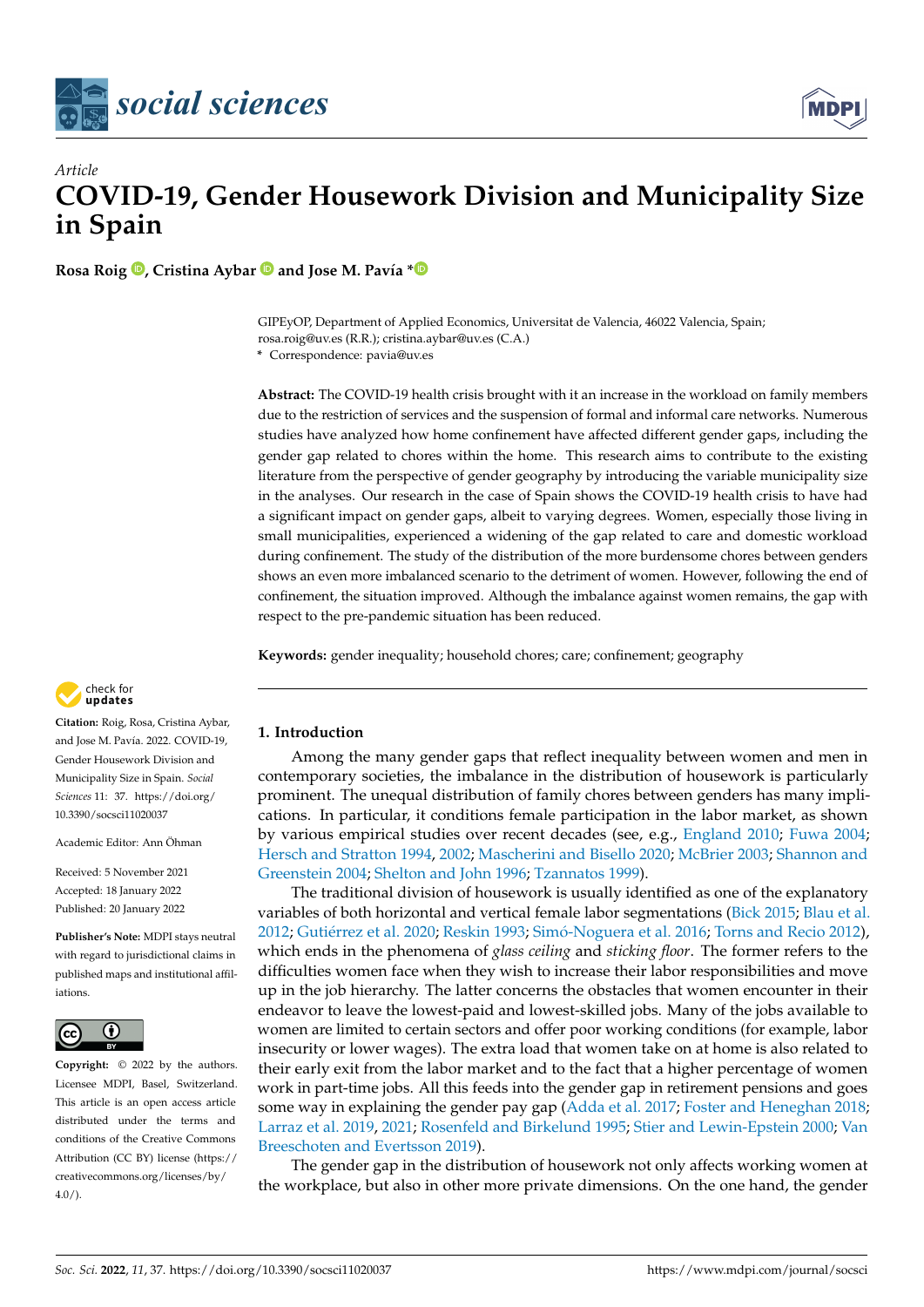*Article*

# COVID-19, Gender Housework Division and Municipality Size in Spain

**Rosa Roig, Cristina Aybar and Jose M. Pavía ***

GIPEyOP, Department of Applied Economics, Universitat de Valencia, 46022 Valencia, Spain; rosa.roig@uv.es (R.R.); cristina.aybar@uv.es (C.A.)

* Correspondence: pavia@uv.es

**Abstract:** The COVID-19 health crisis brought with it an increase in the workload on family members due to the restriction of services and the suspension of formal and informal care networks. Numerous studies have analyzed how home confinement have affected different gender gaps, including the gender gap related to chores within the home. This research aims to contribute to the existing literature from the perspective of gender geography by introducing the variable municipality size in the analyses. Our research in the case of Spain shows the COVID-19 health crisis to have had a significant impact on gender gaps, albeit to varying degrees. Women, especially those living in small municipalities, experienced a widening of the gap related to care and domestic workload during confinement. The study of the distribution of the more burdensome chores between genders shows an even more imbalanced scenario to the detriment of women. However, following the end of confinement, the situation improved. Although the imbalance against women remains, the gap with respect to the pre-pandemic situation has been reduced.

**Keywords:** gender inequality; household chores; care; confinement; geography

**Citation:** Roig, Rosa, Cristina Aybar, and Jose M. Pavía. 2022. COVID-19, Gender Housework Division and Municipality Size in Spain. *Social Sciences* 11: 37. https://doi.org/10.3390/socsci11020037

Academic Editor: Ann Öhman

Received: 5 November 2021
Accepted: 18 January 2022
Published: 20 January 2022

**Publisher's Note:** MDPI stays neutral with regard to jurisdictional claims in published maps and institutional affiliations.

**Copyright:** © 2022 by the authors. Licensee MDPI, Basel, Switzerland. This article is an open access article distributed under the terms and conditions of the Creative Commons Attribution (CC BY) license (https://creativecommons.org/licenses/by/4.0/).

## 1. Introduction

Among the many gender gaps that reflect inequality between women and men in contemporary societies, the imbalance in the distribution of housework is particularly prominent. The unequal distribution of family chores between genders has many implications. In particular, it conditions female participation in the labor market, as shown by various empirical studies over recent decades (see, e.g., England 2010; Fuwa 2004; Hersch and Stratton 1994, 2002; Mascherini and Bisello 2020; McBrier 2003; Shannon and Greenstein 2004; Shelton and John 1996; Tzannatos 1999).

The traditional division of housework is usually identified as one of the explanatory variables of both horizontal and vertical female labor segmentations (Bick 2015; Blau et al. 2012; Gutiérrez et al. 2020; Reskin 1993; Simó-Noguera et al. 2016; Torns and Recio 2012), which ends in the phenomena of *glass ceiling* and *sticking floor*. The former refers to the difficulties women face when they wish to increase their labor responsibilities and move up in the job hierarchy. The latter concerns the obstacles that women encounter in their endeavor to leave the lowest-paid and lowest-skilled jobs. Many of the jobs available to women are limited to certain sectors and offer poor working conditions (for example, labor insecurity or lower wages). The extra load that women take on at home is also related to their early exit from the labor market and to the fact that a higher percentage of women work in part-time jobs. All this feeds into the gender gap in retirement pensions and goes some way in explaining the gender pay gap (Adda et al. 2017; Foster and Heneghan 2018; Larraz et al. 2019, 2021; Rosenfeld and Birkelund 1995; Stier and Lewin-Epstein 2000; Van Breeschoten and Evertsson 2019).

The gender gap in the distribution of housework not only affects working women at the workplace, but also in other more private dimensions. On the one hand, the gender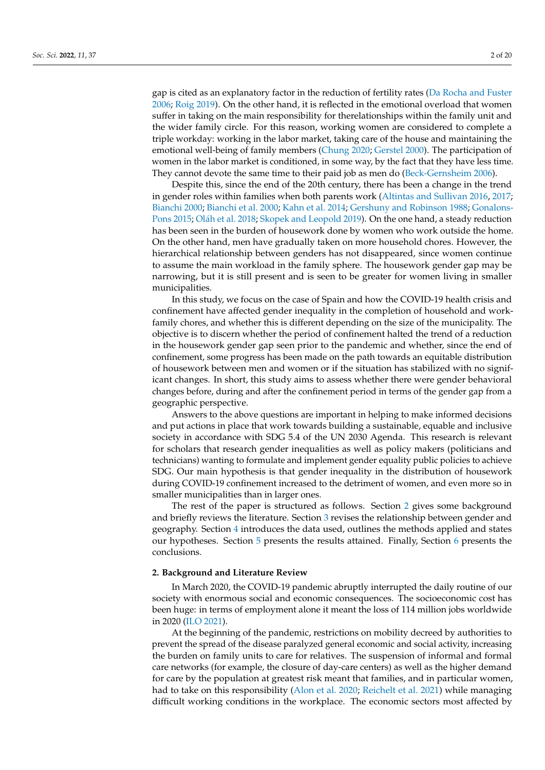gap is cited as an explanatory factor in the reduction of fertility rates (Da Rocha and Fuster 2006; Roig 2019). On the other hand, it is reflected in the emotional overload that women suffer in taking on the main responsibility for therelationships within the family unit and the wider family circle. For this reason, working women are considered to complete a triple workday: working in the labor market, taking care of the house and maintaining the emotional well-being of family members (Chung 2020; Gerstel 2000). The participation of women in the labor market is conditioned, in some way, by the fact that they have less time. They cannot devote the same time to their paid job as men do (Beck-Gernsheim 2006).

Despite this, since the end of the 20th century, there has been a change in the trend in gender roles within families when both parents work (Altintas and Sullivan 2016, 2017; Bianchi 2000; Bianchi et al. 2000; Kahn et al. 2014; Gershuny and Robinson 1988; Gonalons-Pons 2015; Oláh et al. 2018; Skopek and Leopold 2019). On the one hand, a steady reduction has been seen in the burden of housework done by women who work outside the home. On the other hand, men have gradually taken on more household chores. However, the hierarchical relationship between genders has not disappeared, since women continue to assume the main workload in the family sphere. The housework gender gap may be narrowing, but it is still present and is seen to be greater for women living in smaller municipalities.

In this study, we focus on the case of Spain and how the COVID-19 health crisis and confinement have affected gender inequality in the completion of household and work-family chores, and whether this is different depending on the size of the municipality. The objective is to discern whether the period of confinement halted the trend of a reduction in the housework gender gap seen prior to the pandemic and whether, since the end of confinement, some progress has been made on the path towards an equitable distribution of housework between men and women or if the situation has stabilized with no significant changes. In short, this study aims to assess whether there were gender behavioral changes before, during and after the confinement period in terms of the gender gap from a geographic perspective.

Answers to the above questions are important in helping to make informed decisions and put actions in place that work towards building a sustainable, equable and inclusive society in accordance with SDG 5.4 of the UN 2030 Agenda. This research is relevant for scholars that research gender inequalities as well as policy makers (politicians and technicians) wanting to formulate and implement gender equality public policies to achieve SDG. Our main hypothesis is that gender inequality in the distribution of housework during COVID-19 confinement increased to the detriment of women, and even more so in smaller municipalities than in larger ones.

The rest of the paper is structured as follows. Section 2 gives some background and briefly reviews the literature. Section 3 revises the relationship between gender and geography. Section 4 introduces the data used, outlines the methods applied and states our hypotheses. Section 5 presents the results attained. Finally, Section 6 presents the conclusions.

## 2. Background and Literature Review

In March 2020, the COVID-19 pandemic abruptly interrupted the daily routine of our society with enormous social and economic consequences. The socioeconomic cost has been huge: in terms of employment alone it meant the loss of 114 million jobs worldwide in 2020 (ILO 2021).

At the beginning of the pandemic, restrictions on mobility decreed by authorities to prevent the spread of the disease paralyzed general economic and social activity, increasing the burden on family units to care for relatives. The suspension of informal and formal care networks (for example, the closure of day-care centers) as well as the higher demand for care by the population at greatest risk meant that families, and in particular women, had to take on this responsibility (Alon et al. 2020; Reichelt et al. 2021) while managing difficult working conditions in the workplace. The economic sectors most affected by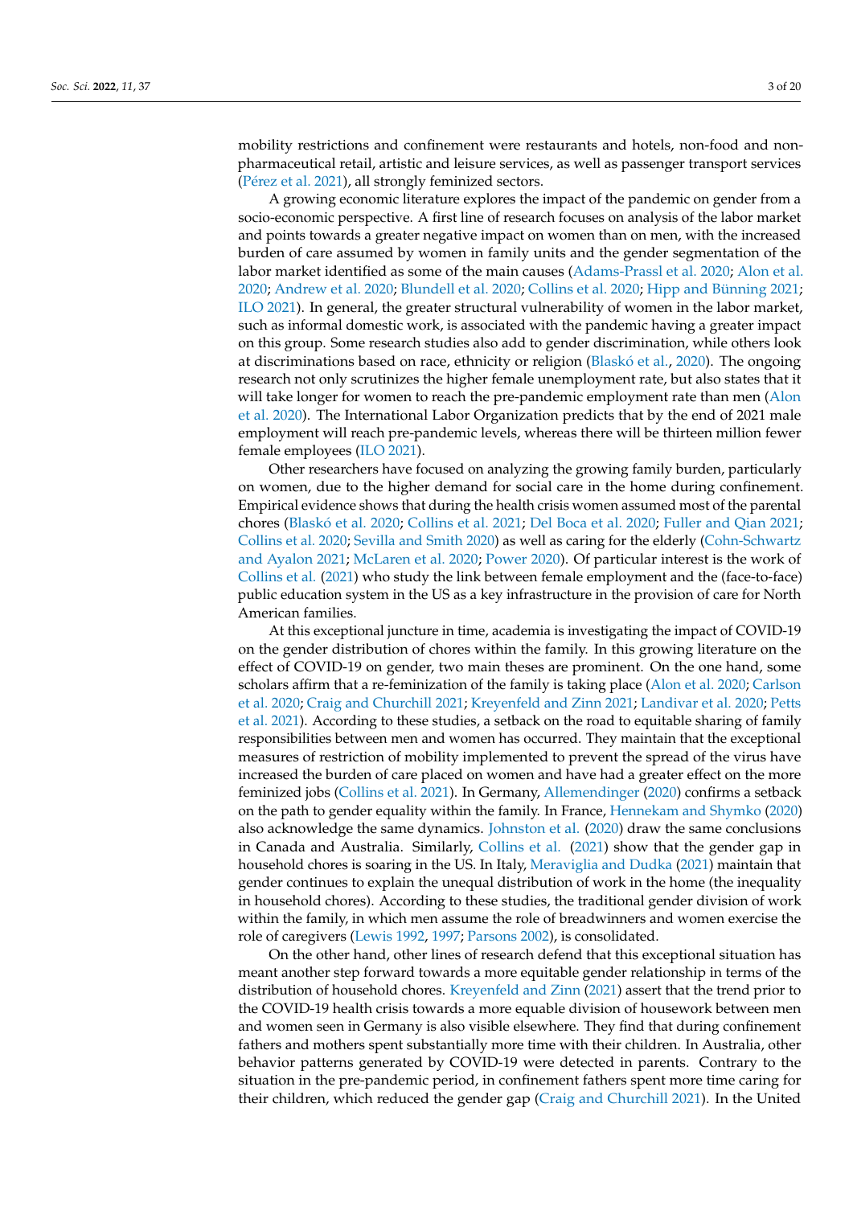mobility restrictions and confinement were restaurants and hotels, non-food and non-pharmaceutical retail, artistic and leisure services, as well as passenger transport services (Pérez et al. 2021), all strongly feminized sectors.

A growing economic literature explores the impact of the pandemic on gender from a socio-economic perspective. A first line of research focuses on analysis of the labor market and points towards a greater negative impact on women than on men, with the increased burden of care assumed by women in family units and the gender segmentation of the labor market identified as some of the main causes (Adams-Prassl et al. 2020; Alon et al. 2020; Andrew et al. 2020; Blundell et al. 2020; Collins et al. 2020; Hipp and Bünning 2021; ILO 2021). In general, the greater structural vulnerability of women in the labor market, such as informal domestic work, is associated with the pandemic having a greater impact on this group. Some research studies also add to gender discrimination, while others look at discriminations based on race, ethnicity or religion (Blaskó et al., 2020). The ongoing research not only scrutinizes the higher female unemployment rate, but also states that it will take longer for women to reach the pre-pandemic employment rate than men (Alon et al. 2020). The International Labor Organization predicts that by the end of 2021 male employment will reach pre-pandemic levels, whereas there will be thirteen million fewer female employees (ILO 2021).

Other researchers have focused on analyzing the growing family burden, particularly on women, due to the higher demand for social care in the home during confinement. Empirical evidence shows that during the health crisis women assumed most of the parental chores (Blaskó et al. 2020; Collins et al. 2021; Del Boca et al. 2020; Fuller and Qian 2021; Collins et al. 2020; Sevilla and Smith 2020) as well as caring for the elderly (Cohn-Schwartz and Ayalon 2021; McLaren et al. 2020; Power 2020). Of particular interest is the work of Collins et al. (2021) who study the link between female employment and the (face-to-face) public education system in the US as a key infrastructure in the provision of care for North American families.

At this exceptional juncture in time, academia is investigating the impact of COVID-19 on the gender distribution of chores within the family. In this growing literature on the effect of COVID-19 on gender, two main theses are prominent. On the one hand, some scholars affirm that a re-feminization of the family is taking place (Alon et al. 2020; Carlson et al. 2020; Craig and Churchill 2021; Kreyenfeld and Zinn 2021; Landivar et al. 2020; Petts et al. 2021). According to these studies, a setback on the road to equitable sharing of family responsibilities between men and women has occurred. They maintain that the exceptional measures of restriction of mobility implemented to prevent the spread of the virus have increased the burden of care placed on women and have had a greater effect on the more feminized jobs (Collins et al. 2021). In Germany, Allemendinger (2020) confirms a setback on the path to gender equality within the family. In France, Hennekam and Shymko (2020) also acknowledge the same dynamics. Johnston et al. (2020) draw the same conclusions in Canada and Australia. Similarly, Collins et al. (2021) show that the gender gap in household chores is soaring in the US. In Italy, Meraviglia and Dudka (2021) maintain that gender continues to explain the unequal distribution of work in the home (the inequality in household chores). According to these studies, the traditional gender division of work within the family, in which men assume the role of breadwinners and women exercise the role of caregivers (Lewis 1992, 1997; Parsons 2002), is consolidated.

On the other hand, other lines of research defend that this exceptional situation has meant another step forward towards a more equitable gender relationship in terms of the distribution of household chores. Kreyenfeld and Zinn (2021) assert that the trend prior to the COVID-19 health crisis towards a more equable division of housework between men and women seen in Germany is also visible elsewhere. They find that during confinement fathers and mothers spent substantially more time with their children. In Australia, other behavior patterns generated by COVID-19 were detected in parents. Contrary to the situation in the pre-pandemic period, in confinement fathers spent more time caring for their children, which reduced the gender gap (Craig and Churchill 2021). In the United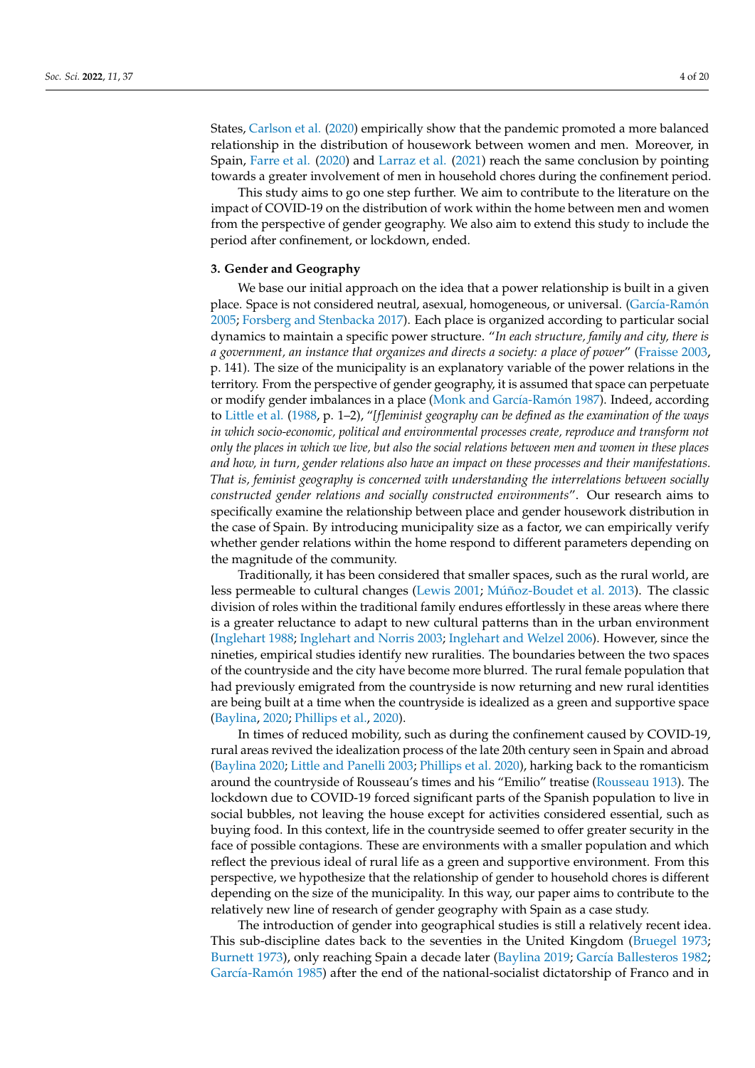States, Carlson et al. (2020) empirically show that the pandemic promoted a more balanced relationship in the distribution of housework between women and men. Moreover, in Spain, Farre et al. (2020) and Larraz et al. (2021) reach the same conclusion by pointing towards a greater involvement of men in household chores during the confinement period.

This study aims to go one step further. We aim to contribute to the literature on the impact of COVID-19 on the distribution of work within the home between men and women from the perspective of gender geography. We also aim to extend this study to include the period after confinement, or lockdown, ended.

### 3. Gender and Geography

We base our initial approach on the idea that a power relationship is built in a given place. Space is not considered neutral, asexual, homogeneous, or universal. (García-Ramón 2005; Forsberg and Stenbacka 2017). Each place is organized according to particular social dynamics to maintain a specific power structure. "*In each structure, family and city, there is a government, an instance that organizes and directs a society: a place of power*" (Fraisse 2003, p. 141). The size of the municipality is an explanatory variable of the power relations in the territory. From the perspective of gender geography, it is assumed that space can perpetuate or modify gender imbalances in a place (Monk and García-Ramón 1987). Indeed, according to Little et al. (1988, p. 1–2), "*[f]eminist geography can be defined as the examination of the ways in which socio-economic, political and environmental processes create, reproduce and transform not only the places in which we live, but also the social relations between men and women in these places and how, in turn, gender relations also have an impact on these processes and their manifestations. That is, feminist geography is concerned with understanding the interrelations between socially constructed gender relations and socially constructed environments*". Our research aims to specifically examine the relationship between place and gender housework distribution in the case of Spain. By introducing municipality size as a factor, we can empirically verify whether gender relations within the home respond to different parameters depending on the magnitude of the community.

Traditionally, it has been considered that smaller spaces, such as the rural world, are less permeable to cultural changes (Lewis 2001; Múñoz-Boudet et al. 2013). The classic division of roles within the traditional family endures effortlessly in these areas where there is a greater reluctance to adapt to new cultural patterns than in the urban environment (Inglehart 1988; Inglehart and Norris 2003; Inglehart and Welzel 2006). However, since the nineties, empirical studies identify new ruralities. The boundaries between the two spaces of the countryside and the city have become more blurred. The rural female population that had previously emigrated from the countryside is now returning and new rural identities are being built at a time when the countryside is idealized as a green and supportive space (Baylina, 2020; Phillips et al., 2020).

In times of reduced mobility, such as during the confinement caused by COVID-19, rural areas revived the idealization process of the late 20th century seen in Spain and abroad (Baylina 2020; Little and Panelli 2003; Phillips et al. 2020), harking back to the romanticism around the countryside of Rousseau's times and his "Emilio" treatise (Rousseau 1913). The lockdown due to COVID-19 forced significant parts of the Spanish population to live in social bubbles, not leaving the house except for activities considered essential, such as buying food. In this context, life in the countryside seemed to offer greater security in the face of possible contagions. These are environments with a smaller population and which reflect the previous ideal of rural life as a green and supportive environment. From this perspective, we hypothesize that the relationship of gender to household chores is different depending on the size of the municipality. In this way, our paper aims to contribute to the relatively new line of research of gender geography with Spain as a case study.

The introduction of gender into geographical studies is still a relatively recent idea. This sub-discipline dates back to the seventies in the United Kingdom (Bruegel 1973; Burnett 1973), only reaching Spain a decade later (Baylina 2019; García Ballesteros 1982; García-Ramón 1985) after the end of the national-socialist dictatorship of Franco and in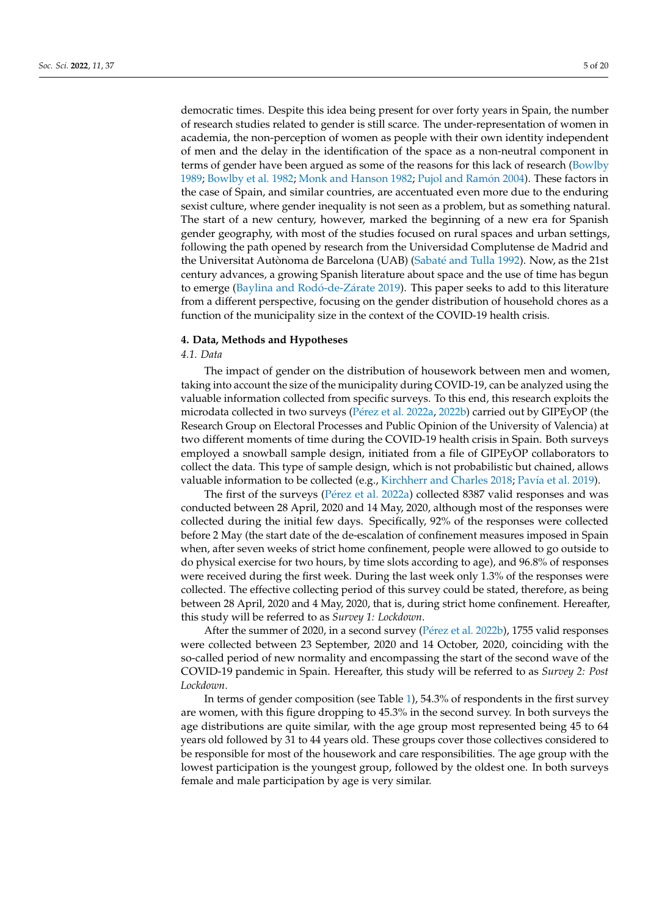democratic times. Despite this idea being present for over forty years in Spain, the number of research studies related to gender is still scarce. The under-representation of women in academia, the non-perception of women as people with their own identity independent of men and the delay in the identification of the space as a non-neutral component in terms of gender have been argued as some of the reasons for this lack of research (Bowlby 1989; Bowlby et al. 1982; Monk and Hanson 1982; Pujol and Ramón 2004). These factors in the case of Spain, and similar countries, are accentuated even more due to the enduring sexist culture, where gender inequality is not seen as a problem, but as something natural. The start of a new century, however, marked the beginning of a new era for Spanish gender geography, with most of the studies focused on rural spaces and urban settings, following the path opened by research from the Universidad Complutense de Madrid and the Universitat Autònoma de Barcelona (UAB) (Sabaté and Tulla 1992). Now, as the 21st century advances, a growing Spanish literature about space and the use of time has begun to emerge (Baylina and Rodó-de-Zárate 2019). This paper seeks to add to this literature from a different perspective, focusing on the gender distribution of household chores as a function of the municipality size in the context of the COVID-19 health crisis.

## 4. Data, Methods and Hypotheses

### 4.1. Data

The impact of gender on the distribution of housework between men and women, taking into account the size of the municipality during COVID-19, can be analyzed using the valuable information collected from specific surveys. To this end, this research exploits the microdata collected in two surveys (Pérez et al. 2022a, 2022b) carried out by GIPEyOP (the Research Group on Electoral Processes and Public Opinion of the University of Valencia) at two different moments of time during the COVID-19 health crisis in Spain. Both surveys employed a snowball sample design, initiated from a file of GIPEyOP collaborators to collect the data. This type of sample design, which is not probabilistic but chained, allows valuable information to be collected (e.g., Kirchherr and Charles 2018; Pavía et al. 2019).

The first of the surveys (Pérez et al. 2022a) collected 8387 valid responses and was conducted between 28 April, 2020 and 14 May, 2020, although most of the responses were collected during the initial few days. Specifically, 92% of the responses were collected before 2 May (the start date of the de-escalation of confinement measures imposed in Spain when, after seven weeks of strict home confinement, people were allowed to go outside to do physical exercise for two hours, by time slots according to age), and 96.8% of responses were received during the first week. During the last week only 1.3% of the responses were collected. The effective collecting period of this survey could be stated, therefore, as being between 28 April, 2020 and 4 May, 2020, that is, during strict home confinement. Hereafter, this study will be referred to as *Survey 1: Lockdown*.

After the summer of 2020, in a second survey (Pérez et al. 2022b), 1755 valid responses were collected between 23 September, 2020 and 14 October, 2020, coinciding with the so-called period of new normality and encompassing the start of the second wave of the COVID-19 pandemic in Spain. Hereafter, this study will be referred to as *Survey 2: Post Lockdown*.

In terms of gender composition (see Table 1), 54.3% of respondents in the first survey are women, with this figure dropping to 45.3% in the second survey. In both surveys the age distributions are quite similar, with the age group most represented being 45 to 64 years old followed by 31 to 44 years old. These groups cover those collectives considered to be responsible for most of the housework and care responsibilities. The age group with the lowest participation is the youngest group, followed by the oldest one. In both surveys female and male participation by age is very similar.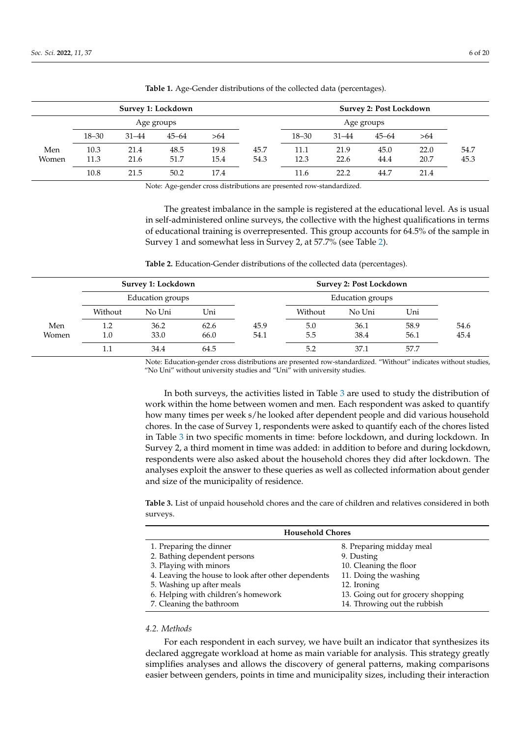**Table 1.** Age-Gender distributions of the collected data (percentages).

| | Survey 1: Lockdown | | | | | Survey 2: Post Lockdown | | | | |
|---|---|---|---|---|---|---|---|---|---|---|
| | Age groups | | | | | Age groups | | | | |
| | 18–30 | 31–44 | 45–64 | >64 | | 18–30 | 31–44 | 45–64 | >64 | |
| Men | 10.3 | 21.4 | 48.5 | 19.8 | 45.7 | 11.1 | 21.9 | 45.0 | 22.0 | 54.7 |
| Women | 11.3 | 21.6 | 51.7 | 15.4 | 54.3 | 12.3 | 22.6 | 44.4 | 20.7 | 45.3 |
| | 10.8 | 21.5 | 50.2 | 17.4 | | 11.6 | 22.2 | 44.7 | 21.4 | |

Note: Age-gender cross distributions are presented row-standardized.

The greatest imbalance in the sample is registered at the educational level. As is usual in self-administered online surveys, the collective with the highest qualifications in terms of educational training is overrepresented. This group accounts for 64.5% of the sample in Survey 1 and somewhat less in Survey 2, at 57.7% (see Table 2).

**Table 2.** Education-Gender distributions of the collected data (percentages).

| | Survey 1: Lockdown | | | | Survey 2: Post Lockdown | | | |
|---|---|---|---|---|---|---|---|---|
| | Education groups | | | | Education groups | | | |
| | Without | No Uni | Uni | | Without | No Uni | Uni | |
| Men | 1.2 | 36.2 | 62.6 | 45.9 | 5.0 | 36.1 | 58.9 | 54.6 |
| Women | 1.0 | 33.0 | 66.0 | 54.1 | 5.5 | 38.4 | 56.1 | 45.4 |
| | 1.1 | 34.4 | 64.5 | | 5.2 | 37.1 | 57.7 | |

Note: Education-gender cross distributions are presented row-standardized. "Without" indicates without studies, "No Uni" without university studies and "Uni" with university studies.

In both surveys, the activities listed in Table 3 are used to study the distribution of work within the home between women and men. Each respondent was asked to quantify how many times per week s/he looked after dependent people and did various household chores. In the case of Survey 1, respondents were asked to quantify each of the chores listed in Table 3 in two specific moments in time: before lockdown, and during lockdown. In Survey 2, a third moment in time was added: in addition to before and during lockdown, respondents were also asked about the household chores they did after lockdown. The analyses exploit the answer to these queries as well as collected information about gender and size of the municipality of residence.

**Table 3.** List of unpaid household chores and the care of children and relatives considered in both surveys.

| Household Chores | |
|---|---|
| 1. Preparing the dinner | 8. Preparing midday meal |
| 2. Bathing dependent persons | 9. Dusting |
| 3. Playing with minors | 10. Cleaning the floor |
| 4. Leaving the house to look after other dependents | 11. Doing the washing |
| 5. Washing up after meals | 12. Ironing |
| 6. Helping with children's homework | 13. Going out for grocery shopping |
| 7. Cleaning the bathroom | 14. Throwing out the rubbish |

### *4.2. Methods*

For each respondent in each survey, we have built an indicator that synthesizes its declared aggregate workload at home as main variable for analysis. This strategy greatly simplifies analyses and allows the discovery of general patterns, making comparisons easier between genders, points in time and municipality sizes, including their interaction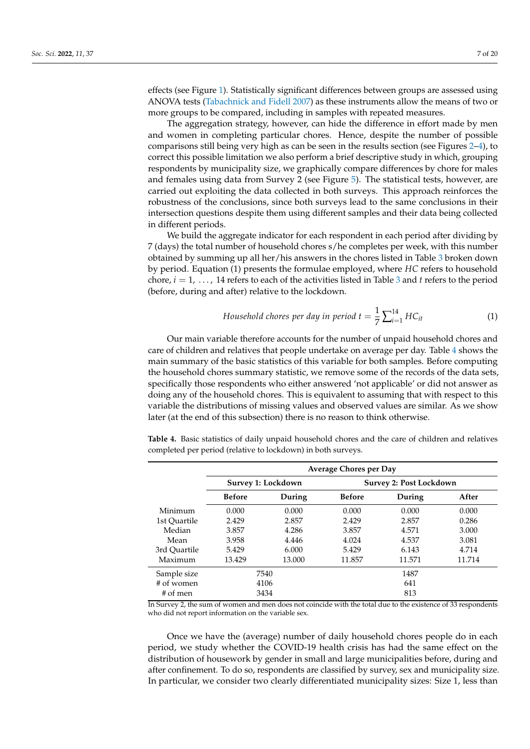effects (see Figure 1). Statistically significant differences between groups are assessed using ANOVA tests (Tabachnick and Fidell 2007) as these instruments allow the means of two or more groups to be compared, including in samples with repeated measures.

The aggregation strategy, however, can hide the difference in effort made by men and women in completing particular chores. Hence, despite the number of possible comparisons still being very high as can be seen in the results section (see Figures 2–4), to correct this possible limitation we also perform a brief descriptive study in which, grouping respondents by municipality size, we graphically compare differences by chore for males and females using data from Survey 2 (see Figure 5). The statistical tests, however, are carried out exploiting the data collected in both surveys. This approach reinforces the robustness of the conclusions, since both surveys lead to the same conclusions in their intersection questions despite them using different samples and their data being collected in different periods.

We build the aggregate indicator for each respondent in each period after dividing by 7 (days) the total number of household chores s/he completes per week, with this number obtained by summing up all her/his answers in the chores listed in Table 3 broken down by period. Equation (1) presents the formulae employed, where *HC* refers to household chore, $i = 1, \ldots, 14$ refers to each of the activities listed in Table 3 and *t* refers to the period (before, during and after) relative to the lockdown.

$$\textit{Household chores per day in period } t = \frac{1}{7}\sum_{i=1}^{14} HC_{it} \quad (1)$$

Our main variable therefore accounts for the number of unpaid household chores and care of children and relatives that people undertake on average per day. Table 4 shows the main summary of the basic statistics of this variable for both samples. Before computing the household chores summary statistic, we remove some of the records of the data sets, specifically those respondents who either answered 'not applicable' or did not answer as doing any of the household chores. This is equivalent to assuming that with respect to this variable the distributions of missing values and observed values are similar. As we show later (at the end of this subsection) there is no reason to think otherwise.

**Table 4.** Basic statistics of daily unpaid household chores and the care of children and relatives completed per period (relative to lockdown) in both surveys.

| | Average Chores per Day | | | | |
|---|---|---|---|---|---|
| | Survey 1: Lockdown | | Survey 2: Post Lockdown | | |
| | **Before** | **During** | **Before** | **During** | **After** |
| Minimum | 0.000 | 0.000 | 0.000 | 0.000 | 0.000 |
| 1st Quartile | 2.429 | 2.857 | 2.429 | 2.857 | 0.286 |
| Median | 3.857 | 4.286 | 3.857 | 4.571 | 3.000 |
| Mean | 3.958 | 4.446 | 4.024 | 4.537 | 3.081 |
| 3rd Quartile | 5.429 | 6.000 | 5.429 | 6.143 | 4.714 |
| Maximum | 13.429 | 13.000 | 11.857 | 11.571 | 11.714 |
| Sample size | 7540 | | 1487 | | |
| # of women | 4106 | | 641 | | |
| # of men | 3434 | | 813 | | |

In Survey 2, the sum of women and men does not coincide with the total due to the existence of 33 respondents who did not report information on the variable sex.

Once we have the (average) number of daily household chores people do in each period, we study whether the COVID-19 health crisis has had the same effect on the distribution of housework by gender in small and large municipalities before, during and after confinement. To do so, respondents are classified by survey, sex and municipality size. In particular, we consider two clearly differentiated municipality sizes: Size 1, less than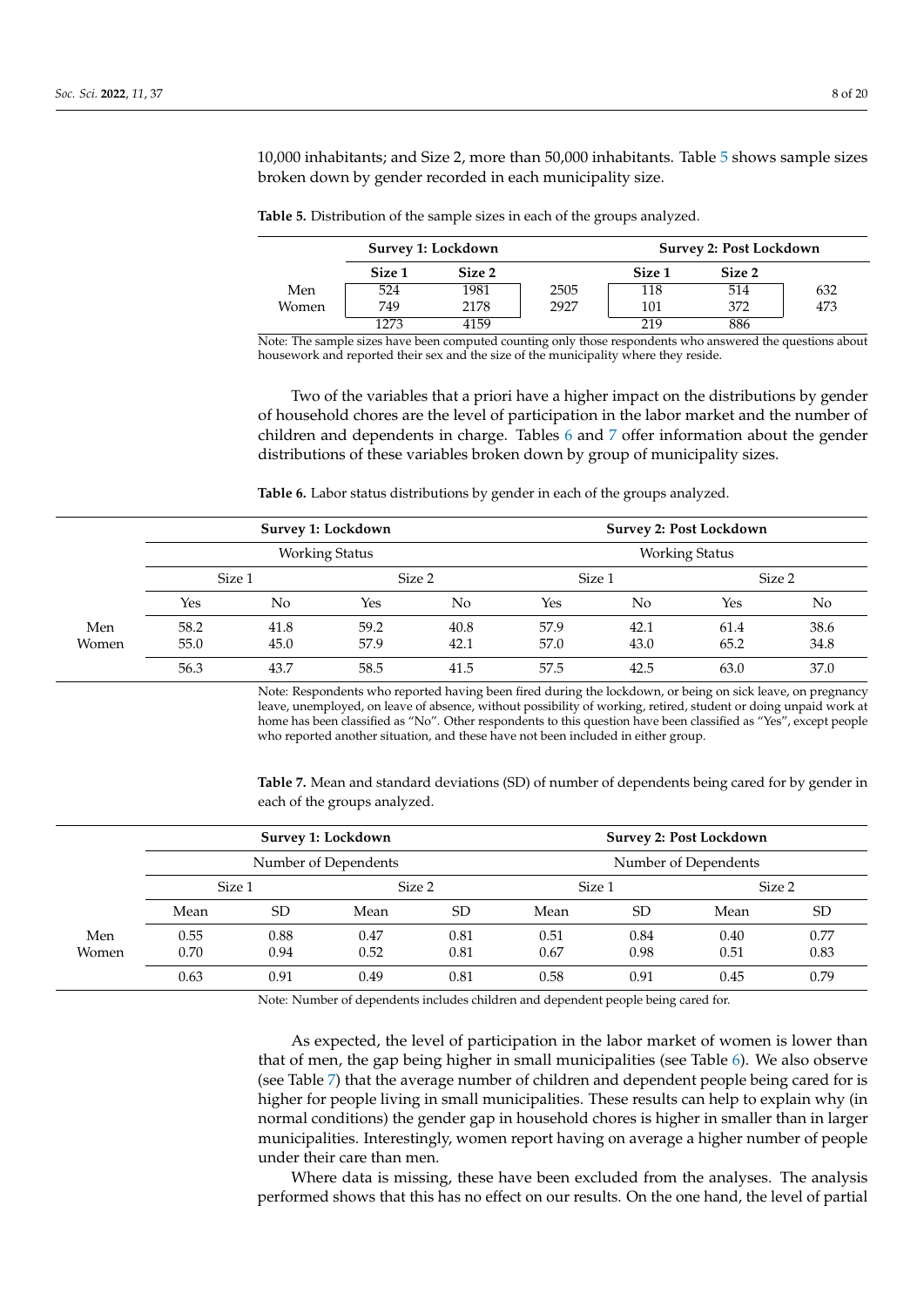10,000 inhabitants; and Size 2, more than 50,000 inhabitants. Table 5 shows sample sizes broken down by gender recorded in each municipality size.

**Table 5.** Distribution of the sample sizes in each of the groups analyzed.

| | Survey 1: Lockdown | | | Survey 2: Post Lockdown | | |
|---|---|---|---|---|---|---|
| | Size 1 | Size 2 | | Size 1 | Size 2 | |
| Men | 524 | 1981 | 2505 | 118 | 514 | 632 |
| Women | 749 | 2178 | 2927 | 101 | 372 | 473 |
| | 1273 | 4159 | | 219 | 886 | |

Note: The sample sizes have been computed counting only those respondents who answered the questions about housework and reported their sex and the size of the municipality where they reside.

Two of the variables that a priori have a higher impact on the distributions by gender of household chores are the level of participation in the labor market and the number of children and dependents in charge. Tables 6 and 7 offer information about the gender distributions of these variables broken down by group of municipality sizes.

**Table 6.** Labor status distributions by gender in each of the groups analyzed.

| | Survey 1: Lockdown | | | | Survey 2: Post Lockdown | | | |
|---|---|---|---|---|---|---|---|---|
| | Working Status | | | | Working Status | | | |
| | Size 1 | | Size 2 | | Size 1 | | Size 2 | |
| | Yes | No | Yes | No | Yes | No | Yes | No |
| Men | 58.2 | 41.8 | 59.2 | 40.8 | 57.9 | 42.1 | 61.4 | 38.6 |
| Women | 55.0 | 45.0 | 57.9 | 42.1 | 57.0 | 43.0 | 65.2 | 34.8 |
| | 56.3 | 43.7 | 58.5 | 41.5 | 57.5 | 42.5 | 63.0 | 37.0 |

Note: Respondents who reported having been fired during the lockdown, or being on sick leave, on pregnancy leave, unemployed, on leave of absence, without possibility of working, retired, student or doing unpaid work at home has been classified as "No". Other respondents to this question have been classified as "Yes", except people who reported another situation, and these have not been included in either group.

**Table 7.** Mean and standard deviations (SD) of number of dependents being cared for by gender in each of the groups analyzed.

| | Survey 1: Lockdown | | | | Survey 2: Post Lockdown | | | |
|---|---|---|---|---|---|---|---|---|
| | Number of Dependents | | | | Number of Dependents | | | |
| | Size 1 | | Size 2 | | Size 1 | | Size 2 | |
| | Mean | SD | Mean | SD | Mean | SD | Mean | SD |
| Men | 0.55 | 0.88 | 0.47 | 0.81 | 0.51 | 0.84 | 0.40 | 0.77 |
| Women | 0.70 | 0.94 | 0.52 | 0.81 | 0.67 | 0.98 | 0.51 | 0.83 |
| | 0.63 | 0.91 | 0.49 | 0.81 | 0.58 | 0.91 | 0.45 | 0.79 |

Note: Number of dependents includes children and dependent people being cared for.

As expected, the level of participation in the labor market of women is lower than that of men, the gap being higher in small municipalities (see Table 6). We also observe (see Table 7) that the average number of children and dependent people being cared for is higher for people living in small municipalities. These results can help to explain why (in normal conditions) the gender gap in household chores is higher in smaller than in larger municipalities. Interestingly, women report having on average a higher number of people under their care than men.

Where data is missing, these have been excluded from the analyses. The analysis performed shows that this has no effect on our results. On the one hand, the level of partial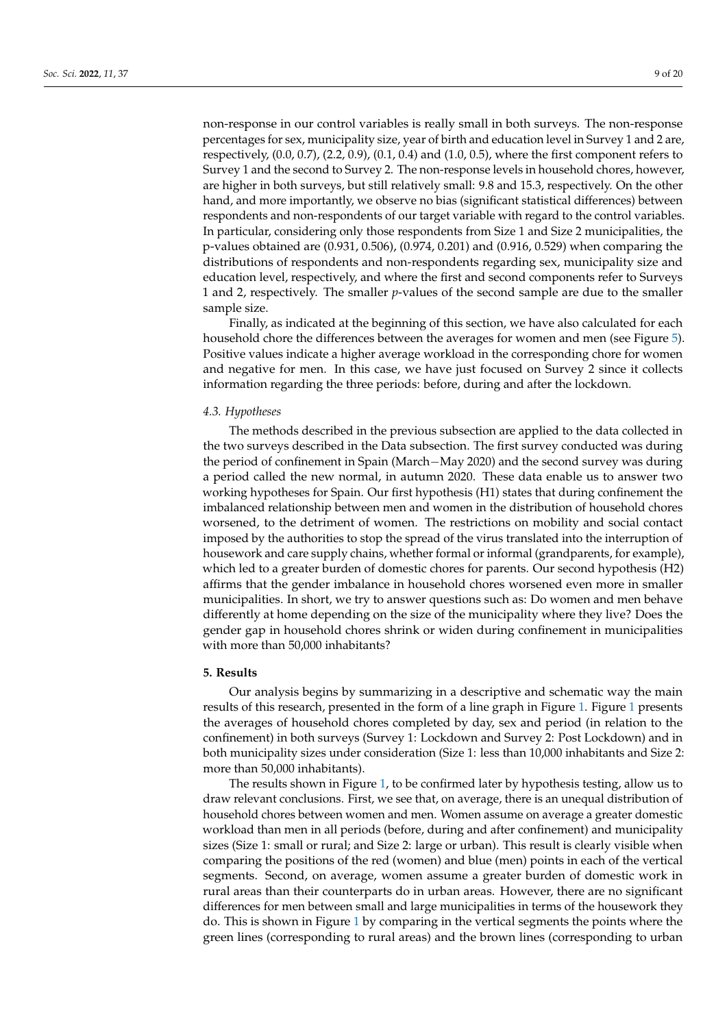non-response in our control variables is really small in both surveys. The non-response percentages for sex, municipality size, year of birth and education level in Survey 1 and 2 are, respectively, (0.0, 0.7), (2.2, 0.9), (0.1, 0.4) and (1.0, 0.5), where the first component refers to Survey 1 and the second to Survey 2. The non-response levels in household chores, however, are higher in both surveys, but still relatively small: 9.8 and 15.3, respectively. On the other hand, and more importantly, we observe no bias (significant statistical differences) between respondents and non-respondents of our target variable with regard to the control variables. In particular, considering only those respondents from Size 1 and Size 2 municipalities, the p-values obtained are (0.931, 0.506), (0.974, 0.201) and (0.916, 0.529) when comparing the distributions of respondents and non-respondents regarding sex, municipality size and education level, respectively, and where the first and second components refer to Surveys 1 and 2, respectively. The smaller *p*-values of the second sample are due to the smaller sample size.

Finally, as indicated at the beginning of this section, we have also calculated for each household chore the differences between the averages for women and men (see Figure 5). Positive values indicate a higher average workload in the corresponding chore for women and negative for men. In this case, we have just focused on Survey 2 since it collects information regarding the three periods: before, during and after the lockdown.

### 4.3. Hypotheses

The methods described in the previous subsection are applied to the data collected in the two surveys described in the Data subsection. The first survey conducted was during the period of confinement in Spain (March−May 2020) and the second survey was during a period called the new normal, in autumn 2020. These data enable us to answer two working hypotheses for Spain. Our first hypothesis (H1) states that during confinement the imbalanced relationship between men and women in the distribution of household chores worsened, to the detriment of women. The restrictions on mobility and social contact imposed by the authorities to stop the spread of the virus translated into the interruption of housework and care supply chains, whether formal or informal (grandparents, for example), which led to a greater burden of domestic chores for parents. Our second hypothesis (H2) affirms that the gender imbalance in household chores worsened even more in smaller municipalities. In short, we try to answer questions such as: Do women and men behave differently at home depending on the size of the municipality where they live? Does the gender gap in household chores shrink or widen during confinement in municipalities with more than 50,000 inhabitants?

## 5. Results

Our analysis begins by summarizing in a descriptive and schematic way the main results of this research, presented in the form of a line graph in Figure 1. Figure 1 presents the averages of household chores completed by day, sex and period (in relation to the confinement) in both surveys (Survey 1: Lockdown and Survey 2: Post Lockdown) and in both municipality sizes under consideration (Size 1: less than 10,000 inhabitants and Size 2: more than 50,000 inhabitants).

The results shown in Figure 1, to be confirmed later by hypothesis testing, allow us to draw relevant conclusions. First, we see that, on average, there is an unequal distribution of household chores between women and men. Women assume on average a greater domestic workload than men in all periods (before, during and after confinement) and municipality sizes (Size 1: small or rural; and Size 2: large or urban). This result is clearly visible when comparing the positions of the red (women) and blue (men) points in each of the vertical segments. Second, on average, women assume a greater burden of domestic work in rural areas than their counterparts do in urban areas. However, there are no significant differences for men between small and large municipalities in terms of the housework they do. This is shown in Figure 1 by comparing in the vertical segments the points where the green lines (corresponding to rural areas) and the brown lines (corresponding to urban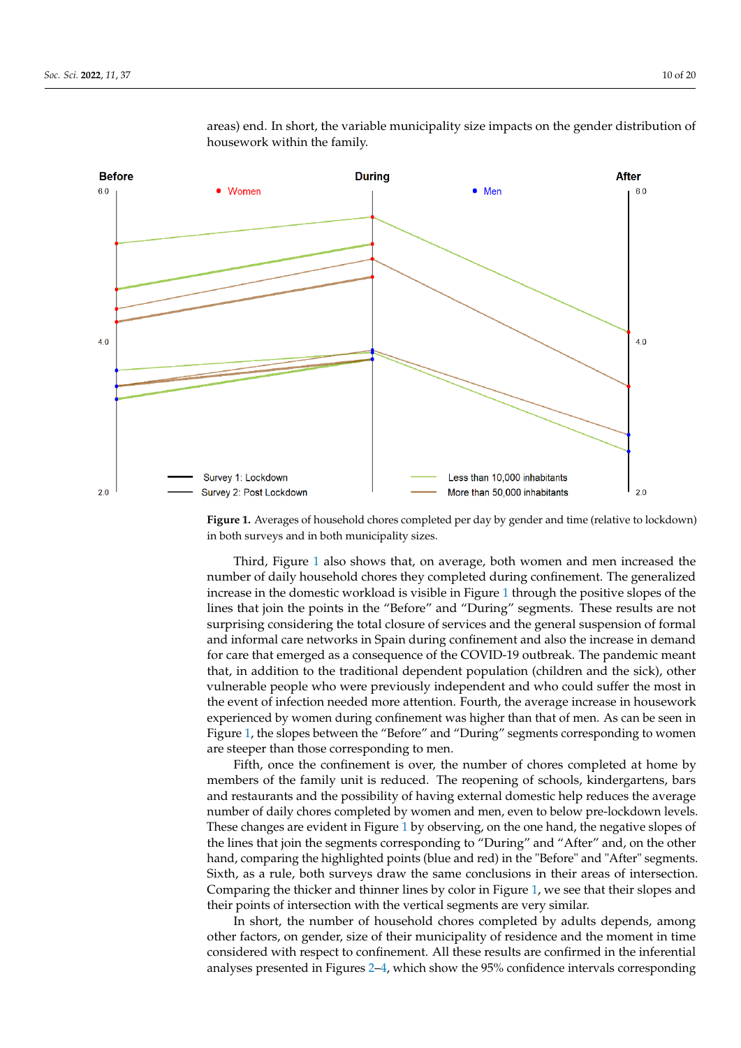areas) end. In short, the variable municipality size impacts on the gender distribution of housework within the family.

Figure 1. Averages of household chores completed per day by gender and time (relative to lockdown) in both surveys and in both municipality sizes.

Third, Figure 1 also shows that, on average, both women and men increased the number of daily household chores they completed during confinement. The generalized increase in the domestic workload is visible in Figure 1 through the positive slopes of the lines that join the points in the "Before" and "During" segments. These results are not surprising considering the total closure of services and the general suspension of formal and informal care networks in Spain during confinement and also the increase in demand for care that emerged as a consequence of the COVID-19 outbreak. The pandemic meant that, in addition to the traditional dependent population (children and the sick), other vulnerable people who were previously independent and who could suffer the most in the event of infection needed more attention. Fourth, the average increase in housework experienced by women during confinement was higher than that of men. As can be seen in Figure 1, the slopes between the "Before" and "During" segments corresponding to women are steeper than those corresponding to men.

Fifth, once the confinement is over, the number of chores completed at home by members of the family unit is reduced. The reopening of schools, kindergartens, bars and restaurants and the possibility of having external domestic help reduces the average number of daily chores completed by women and men, even to below pre-lockdown levels. These changes are evident in Figure 1 by observing, on the one hand, the negative slopes of the lines that join the segments corresponding to "During" and "After" and, on the other hand, comparing the highlighted points (blue and red) in the "Before" and "After" segments. Sixth, as a rule, both surveys draw the same conclusions in their areas of intersection. Comparing the thicker and thinner lines by color in Figure 1, we see that their slopes and their points of intersection with the vertical segments are very similar.

In short, the number of household chores completed by adults depends, among other factors, on gender, size of their municipality of residence and the moment in time considered with respect to confinement. All these results are confirmed in the inferential analyses presented in Figures 2–4, which show the 95% confidence intervals corresponding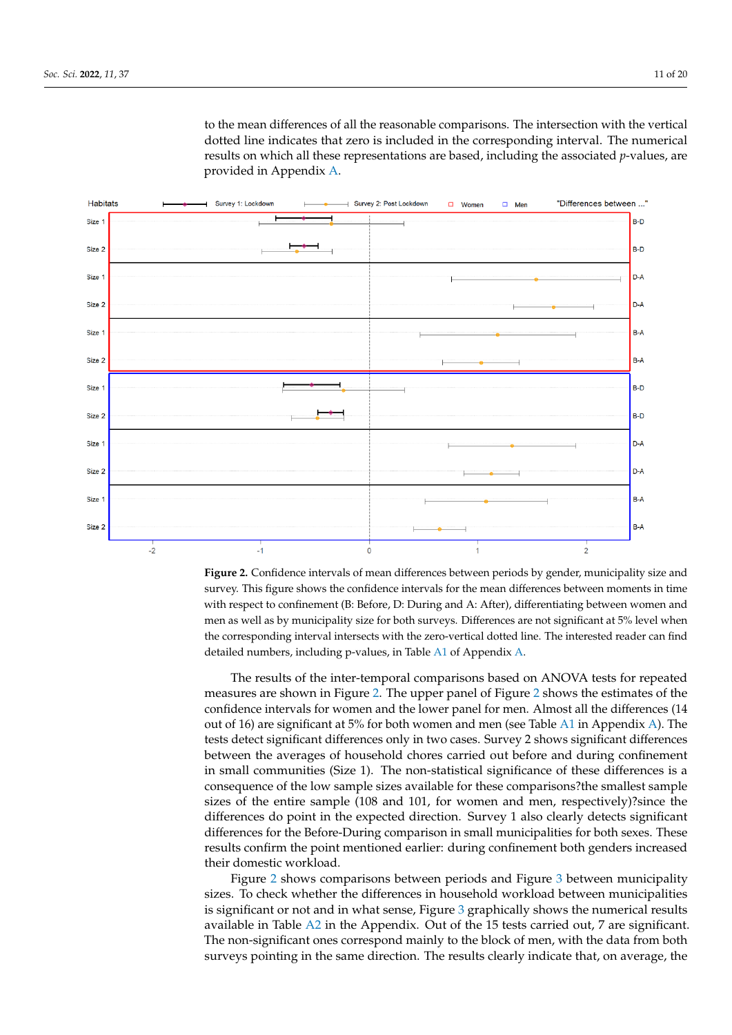to the mean differences of all the reasonable comparisons. The intersection with the vertical dotted line indicates that zero is included in the corresponding interval. The numerical results on which all these representations are based, including the associated *p*-values, are provided in Appendix A.

**Figure 2.** Confidence intervals of mean differences between periods by gender, municipality size and survey. This figure shows the confidence intervals for the mean differences between moments in time with respect to confinement (B: Before, D: During and A: After), differentiating between women and men as well as by municipality size for both surveys. Differences are not significant at 5% level when the corresponding interval intersects with the zero-vertical dotted line. The interested reader can find detailed numbers, including p-values, in Table A1 of Appendix A.

The results of the inter-temporal comparisons based on ANOVA tests for repeated measures are shown in Figure 2. The upper panel of Figure 2 shows the estimates of the confidence intervals for women and the lower panel for men. Almost all the differences (14 out of 16) are significant at 5% for both women and men (see Table A1 in Appendix A). The tests detect significant differences only in two cases. Survey 2 shows significant differences between the averages of household chores carried out before and during confinement in small communities (Size 1). The non-statistical significance of these differences is a consequence of the low sample sizes available for these comparisons?the smallest sample sizes of the entire sample (108 and 101, for women and men, respectively)?since the differences do point in the expected direction. Survey 1 also clearly detects significant differences for the Before-During comparison in small municipalities for both sexes. These results confirm the point mentioned earlier: during confinement both genders increased their domestic workload.

Figure 2 shows comparisons between periods and Figure 3 between municipality sizes. To check whether the differences in household workload between municipalities is significant or not and in what sense, Figure 3 graphically shows the numerical results available in Table A2 in the Appendix. Out of the 15 tests carried out, 7 are significant. The non-significant ones correspond mainly to the block of men, with the data from both surveys pointing in the same direction. The results clearly indicate that, on average, the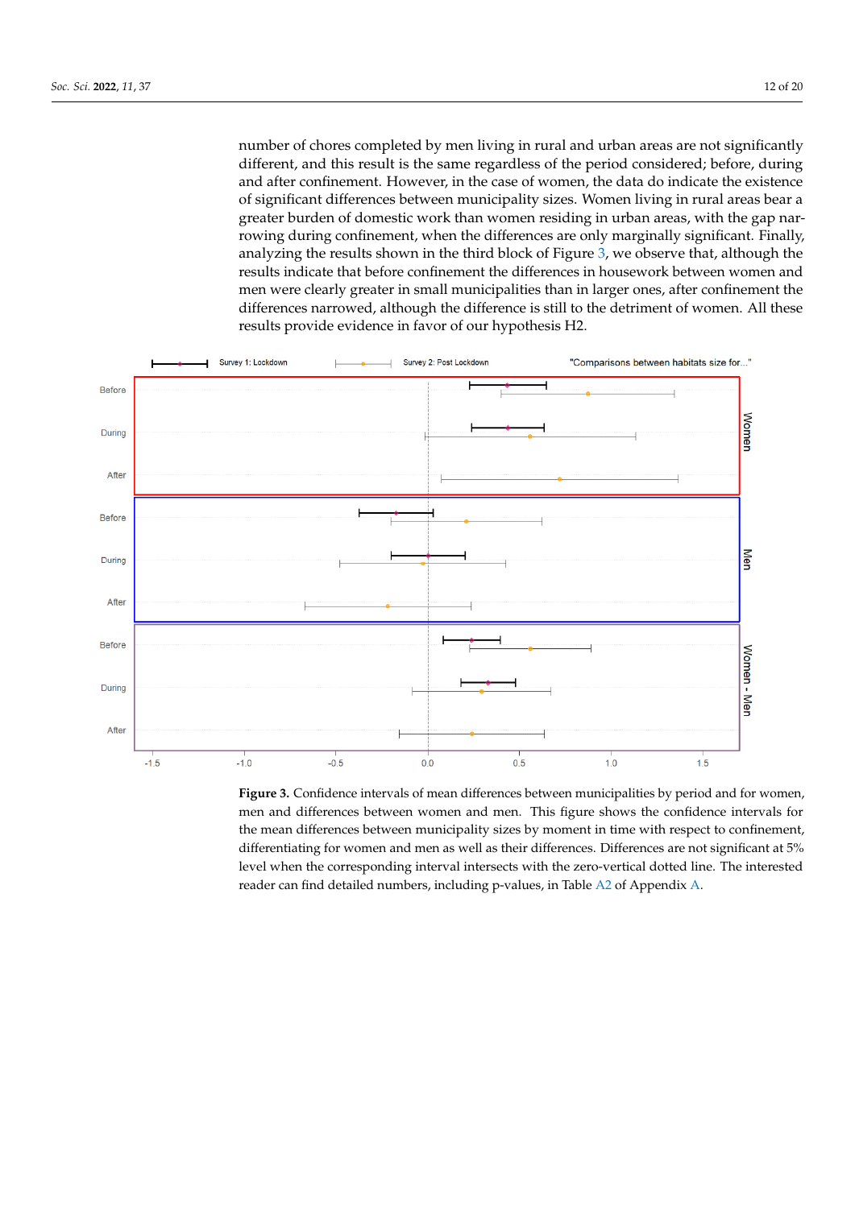number of chores completed by men living in rural and urban areas are not significantly different, and this result is the same regardless of the period considered; before, during and after confinement. However, in the case of women, the data do indicate the existence of significant differences between municipality sizes. Women living in rural areas bear a greater burden of domestic work than women residing in urban areas, with the gap narrowing during confinement, when the differences are only marginally significant. Finally, analyzing the results shown in the third block of Figure 3, we observe that, although the results indicate that before confinement the differences in housework between women and men were clearly greater in small municipalities than in larger ones, after confinement the differences narrowed, although the difference is still to the detriment of women. All these results provide evidence in favor of our hypothesis H2.

**Figure 3.** Confidence intervals of mean differences between municipalities by period and for women, men and differences between women and men. This figure shows the confidence intervals for the mean differences between municipality sizes by moment in time with respect to confinement, differentiating for women and men as well as their differences. Differences are not significant at 5% level when the corresponding interval intersects with the zero-vertical dotted line. The interested reader can find detailed numbers, including p-values, in Table A2 of Appendix A.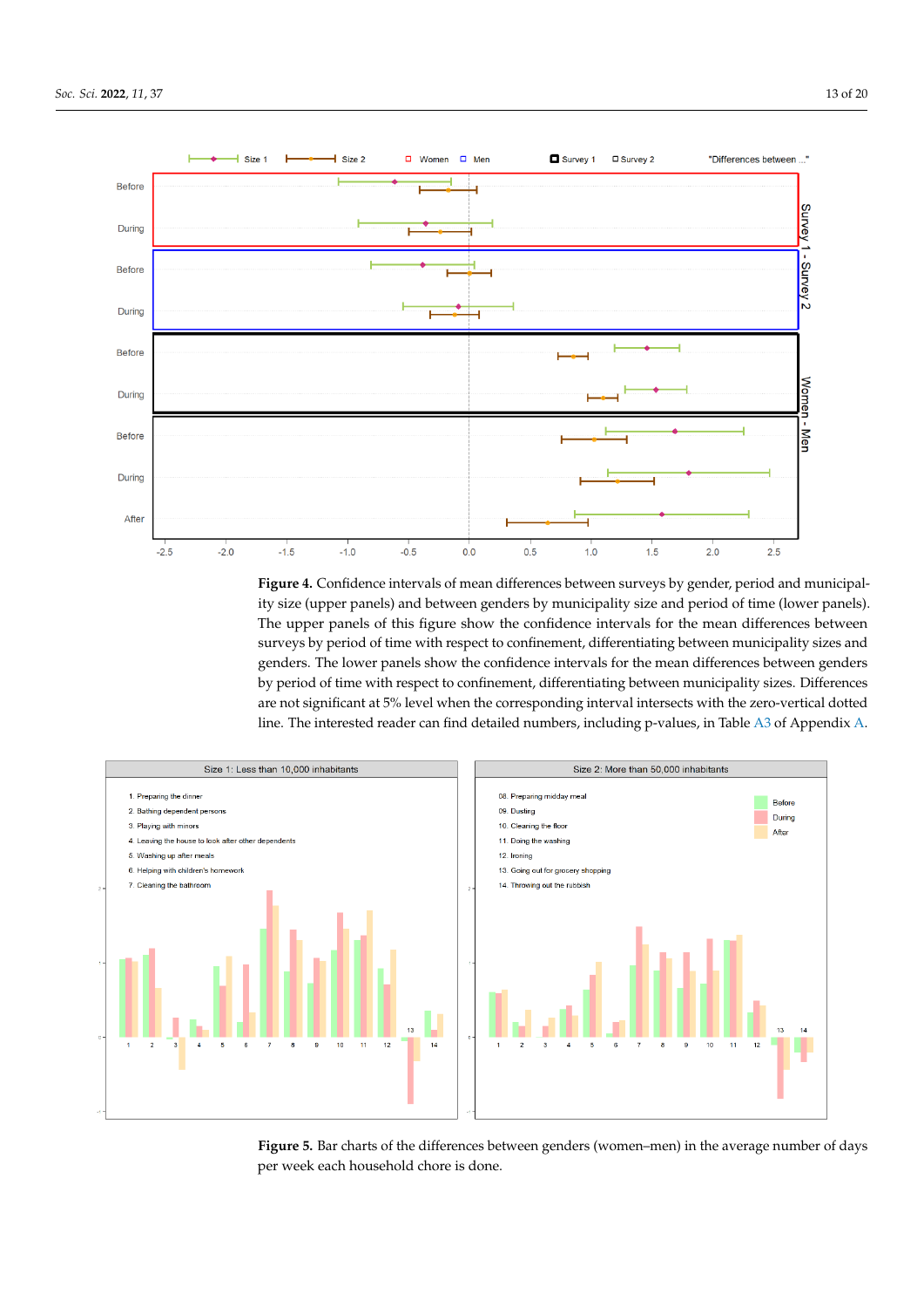**Figure 4.** Confidence intervals of mean differences between surveys by gender, period and municipality size (upper panels) and between genders by municipality size and period of time (lower panels). The upper panels of this figure show the confidence intervals for the mean differences between surveys by period of time with respect to confinement, differentiating between municipality sizes and genders. The lower panels show the confidence intervals for the mean differences between genders by period of time with respect to confinement, differentiating between municipality sizes. Differences are not significant at 5% level when the corresponding interval intersects with the zero-vertical dotted line. The interested reader can find detailed numbers, including p-values, in Table A3 of Appendix A.

**Figure 5.** Bar charts of the differences between genders (women–men) in the average number of days per week each household chore is done.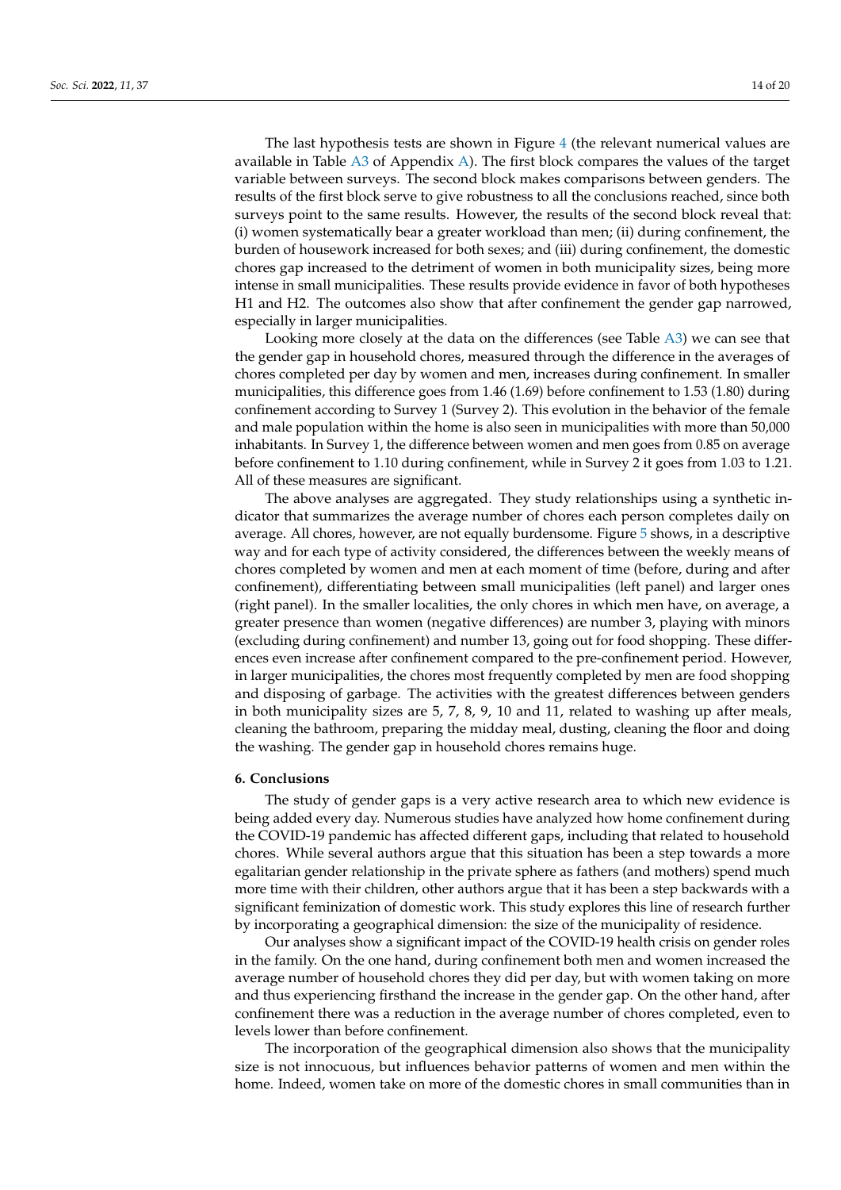The last hypothesis tests are shown in Figure 4 (the relevant numerical values are available in Table A3 of Appendix A). The first block compares the values of the target variable between surveys. The second block makes comparisons between genders. The results of the first block serve to give robustness to all the conclusions reached, since both surveys point to the same results. However, the results of the second block reveal that: (i) women systematically bear a greater workload than men; (ii) during confinement, the burden of housework increased for both sexes; and (iii) during confinement, the domestic chores gap increased to the detriment of women in both municipality sizes, being more intense in small municipalities. These results provide evidence in favor of both hypotheses H1 and H2. The outcomes also show that after confinement the gender gap narrowed, especially in larger municipalities.

Looking more closely at the data on the differences (see Table A3) we can see that the gender gap in household chores, measured through the difference in the averages of chores completed per day by women and men, increases during confinement. In smaller municipalities, this difference goes from 1.46 (1.69) before confinement to 1.53 (1.80) during confinement according to Survey 1 (Survey 2). This evolution in the behavior of the female and male population within the home is also seen in municipalities with more than 50,000 inhabitants. In Survey 1, the difference between women and men goes from 0.85 on average before confinement to 1.10 during confinement, while in Survey 2 it goes from 1.03 to 1.21. All of these measures are significant.

The above analyses are aggregated. They study relationships using a synthetic indicator that summarizes the average number of chores each person completes daily on average. All chores, however, are not equally burdensome. Figure 5 shows, in a descriptive way and for each type of activity considered, the differences between the weekly means of chores completed by women and men at each moment of time (before, during and after confinement), differentiating between small municipalities (left panel) and larger ones (right panel). In the smaller localities, the only chores in which men have, on average, a greater presence than women (negative differences) are number 3, playing with minors (excluding during confinement) and number 13, going out for food shopping. These differences even increase after confinement compared to the pre-confinement period. However, in larger municipalities, the chores most frequently completed by men are food shopping and disposing of garbage. The activities with the greatest differences between genders in both municipality sizes are 5, 7, 8, 9, 10 and 11, related to washing up after meals, cleaning the bathroom, preparing the midday meal, dusting, cleaning the floor and doing the washing. The gender gap in household chores remains huge.

## 6. Conclusions

The study of gender gaps is a very active research area to which new evidence is being added every day. Numerous studies have analyzed how home confinement during the COVID-19 pandemic has affected different gaps, including that related to household chores. While several authors argue that this situation has been a step towards a more egalitarian gender relationship in the private sphere as fathers (and mothers) spend much more time with their children, other authors argue that it has been a step backwards with a significant feminization of domestic work. This study explores this line of research further by incorporating a geographical dimension: the size of the municipality of residence.

Our analyses show a significant impact of the COVID-19 health crisis on gender roles in the family. On the one hand, during confinement both men and women increased the average number of household chores they did per day, but with women taking on more and thus experiencing firsthand the increase in the gender gap. On the other hand, after confinement there was a reduction in the average number of chores completed, even to levels lower than before confinement.

The incorporation of the geographical dimension also shows that the municipality size is not innocuous, but influences behavior patterns of women and men within the home. Indeed, women take on more of the domestic chores in small communities than in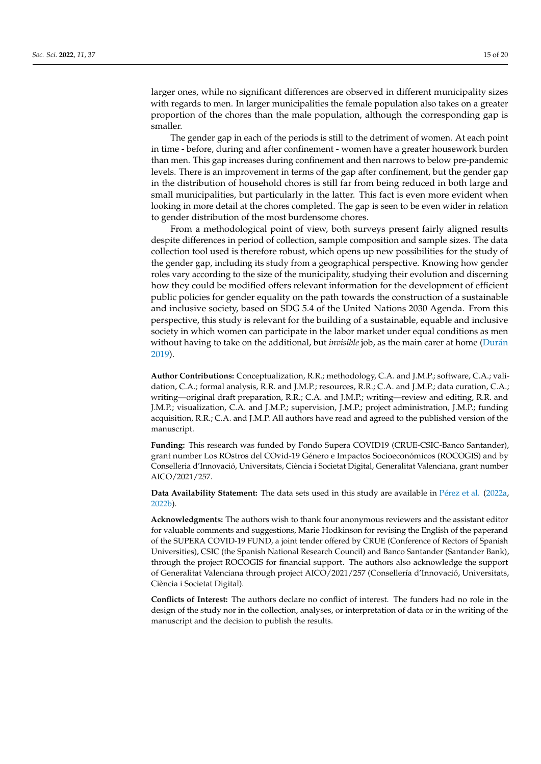larger ones, while no significant differences are observed in different municipality sizes with regards to men. In larger municipalities the female population also takes on a greater proportion of the chores than the male population, although the corresponding gap is smaller.

The gender gap in each of the periods is still to the detriment of women. At each point in time - before, during and after confinement - women have a greater housework burden than men. This gap increases during confinement and then narrows to below pre-pandemic levels. There is an improvement in terms of the gap after confinement, but the gender gap in the distribution of household chores is still far from being reduced in both large and small municipalities, but particularly in the latter. This fact is even more evident when looking in more detail at the chores completed. The gap is seen to be even wider in relation to gender distribution of the most burdensome chores.

From a methodological point of view, both surveys present fairly aligned results despite differences in period of collection, sample composition and sample sizes. The data collection tool used is therefore robust, which opens up new possibilities for the study of the gender gap, including its study from a geographical perspective. Knowing how gender roles vary according to the size of the municipality, studying their evolution and discerning how they could be modified offers relevant information for the development of efficient public policies for gender equality on the path towards the construction of a sustainable and inclusive society, based on SDG 5.4 of the United Nations 2030 Agenda. From this perspective, this study is relevant for the building of a sustainable, equable and inclusive society in which women can participate in the labor market under equal conditions as men without having to take on the additional, but *invisible* job, as the main carer at home (Durán 2019).

**Author Contributions:** Conceptualization, R.R.; methodology, C.A. and J.M.P.; software, C.A.; validation, C.A.; formal analysis, R.R. and J.M.P.; resources, R.R.; C.A. and J.M.P.; data curation, C.A.; writing—original draft preparation, R.R.; C.A. and J.M.P.; writing—review and editing, R.R. and J.M.P.; visualization, C.A. and J.M.P.; supervision, J.M.P.; project administration, J.M.P.; funding acquisition, R.R.; C.A. and J.M.P. All authors have read and agreed to the published version of the manuscript.

**Funding:** This research was funded by Fondo Supera COVID19 (CRUE-CSIC-Banco Santander), grant number Los ROstros del COvid-19 Género e Impactos Socioeconómicos (ROCOGIS) and by Conselleria d'Innovació, Universitats, Ciència i Societat Digital, Generalitat Valenciana, grant number AICO/2021/257.

**Data Availability Statement:** The data sets used in this study are available in Pérez et al. (2022a, 2022b).

**Acknowledgments:** The authors wish to thank four anonymous reviewers and the assistant editor for valuable comments and suggestions, Marie Hodkinson for revising the English of the paperand of the SUPERA COVID-19 FUND, a joint tender offered by CRUE (Conference of Rectors of Spanish Universities), CSIC (the Spanish National Research Council) and Banco Santander (Santander Bank), through the project ROCOGIS for financial support. The authors also acknowledge the support of Generalitat Valenciana through project AICO/2021/257 (Consellería d'Innovació, Universitats, Ciència i Societat Digital).

**Conflicts of Interest:** The authors declare no conflict of interest. The funders had no role in the design of the study nor in the collection, analyses, or interpretation of data or in the writing of the manuscript and the decision to publish the results.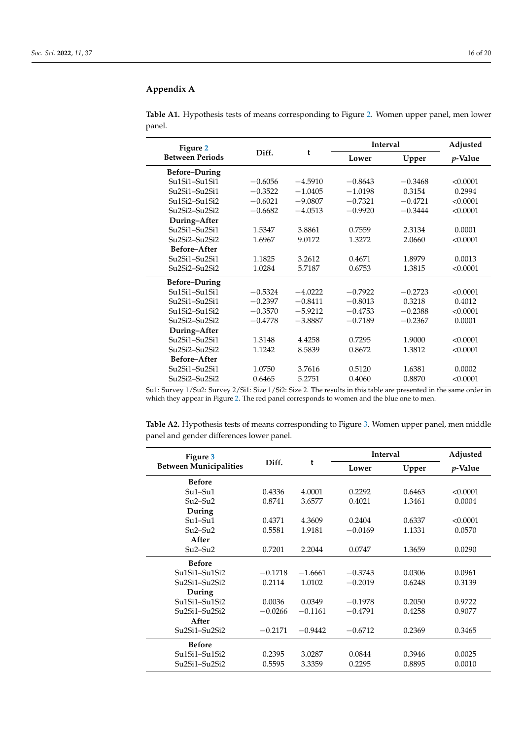## Appendix A

**Table A1.** Hypothesis tests of means corresponding to Figure 2. Women upper panel, men lower panel.

| Figure 2 Between Periods | Diff. | t | Interval | | Adjusted |
|---|---|---|---|---|---|
| | | | Lower | Upper | p-Value |
| **Before–During** | | | | | |
| Su1Si1–Su1Si1 | −0.6056 | −4.5910 | −0.8643 | −0.3468 | <0.0001 |
| Su2Si1–Su2Si1 | −0.3522 | −1.0405 | −1.0198 | 0.3154 | 0.2994 |
| Su1Si2–Su1Si2 | −0.6021 | −9.0807 | −0.7321 | −0.4721 | <0.0001 |
| Su2Si2–Su2Si2 | −0.6682 | −4.0513 | −0.9920 | −0.3444 | <0.0001 |
| **During–After** | | | | | |
| Su2Si1–Su2Si1 | 1.5347 | 3.8861 | 0.7559 | 2.3134 | 0.0001 |
| Su2Si2–Su2Si2 | 1.6967 | 9.0172 | 1.3272 | 2.0660 | <0.0001 |
| **Before–After** | | | | | |
| Su2Si1–Su2Si1 | 1.1825 | 3.2612 | 0.4671 | 1.8979 | 0.0013 |
| Su2Si2–Su2Si2 | 1.0284 | 5.7187 | 0.6753 | 1.3815 | <0.0001 |
| **Before–During** | | | | | |
| Su1Si1–Su1Si1 | −0.5324 | −4.0222 | −0.7922 | −0.2723 | <0.0001 |
| Su2Si1–Su2Si1 | −0.2397 | −0.8411 | −0.8013 | 0.3218 | 0.4012 |
| Su1Si2–Su1Si2 | −0.3570 | −5.9212 | −0.4753 | −0.2388 | <0.0001 |
| Su2Si2–Su2Si2 | −0.4778 | −3.8887 | −0.7189 | −0.2367 | 0.0001 |
| **During–After** | | | | | |
| Su2Si1–Su2Si1 | 1.3148 | 4.4258 | 0.7295 | 1.9000 | <0.0001 |
| Su2Si2–Su2Si2 | 1.1242 | 8.5839 | 0.8672 | 1.3812 | <0.0001 |
| **Before–After** | | | | | |
| Su2Si1–Su2Si1 | 1.0750 | 3.7616 | 0.5120 | 1.6381 | 0.0002 |
| Su2Si2–Su2Si2 | 0.6465 | 5.2751 | 0.4060 | 0.8870 | <0.0001 |

Su1: Survey 1/Su2: Survey 2/Si1: Size 1/Si2: Size 2. The results in this table are presented in the same order in which they appear in Figure 2. The red panel corresponds to women and the blue one to men.

**Table A2.** Hypothesis tests of means corresponding to Figure 3. Women upper panel, men middle panel and gender differences lower panel.

| Figure 3 Between Municipalities | Diff. | t | Interval | | Adjusted |
|---|---|---|---|---|---|
| | | | Lower | Upper | p-Value |
| **Before** | | | | | |
| Su1–Su1 | 0.4336 | 4.0001 | 0.2292 | 0.6463 | <0.0001 |
| Su2–Su2 | 0.8741 | 3.6577 | 0.4021 | 1.3461 | 0.0004 |
| **During** | | | | | |
| Su1–Su1 | 0.4371 | 4.3609 | 0.2404 | 0.6337 | <0.0001 |
| Su2–Su2 | 0.5581 | 1.9181 | −0.0169 | 1.1331 | 0.0570 |
| **After** | | | | | |
| Su2–Su2 | 0.7201 | 2.2044 | 0.0747 | 1.3659 | 0.0290 |
| **Before** | | | | | |
| Su1Si1–Su1Si2 | −0.1718 | −1.6661 | −0.3743 | 0.0306 | 0.0961 |
| Su2Si1–Su2Si2 | 0.2114 | 1.0102 | −0.2019 | 0.6248 | 0.3139 |
| **During** | | | | | |
| Su1Si1–Su1Si2 | 0.0036 | 0.0349 | −0.1978 | 0.2050 | 0.9722 |
| Su2Si1–Su2Si2 | −0.0266 | −0.1161 | −0.4791 | 0.4258 | 0.9077 |
| **After** | | | | | |
| Su2Si1–Su2Si2 | −0.2171 | −0.9442 | −0.6712 | 0.2369 | 0.3465 |
| **Before** | | | | | |
| Su1Si1–Su1Si2 | 0.2395 | 3.0287 | 0.0844 | 0.3946 | 0.0025 |
| Su2Si1–Su2Si2 | 0.5595 | 3.3359 | 0.2295 | 0.8895 | 0.0010 |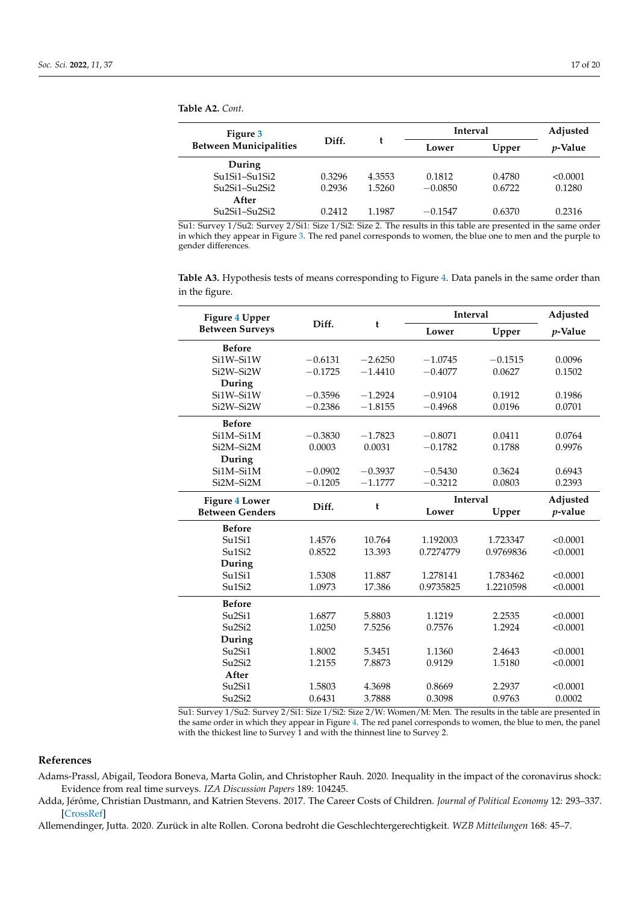**Table A2.** *Cont.*

| Figure 3 Between Municipalities | Diff. | t | Interval | | Adjusted p-Value |
|---|---|---|---|---|---|
| | | | Lower | Upper | |
| **During** | | | | | |
| Su1Si1–Su1Si2 | 0.3296 | 4.3553 | 0.1812 | 0.4780 | <0.0001 |
| Su2Si1–Su2Si2 | 0.2936 | 1.5260 | −0.0850 | 0.6722 | 0.1280 |
| **After** | | | | | |
| Su2Si1–Su2Si2 | 0.2412 | 1.1987 | −0.1547 | 0.6370 | 0.2316 |

Su1: Survey 1/Su2: Survey 2/Si1: Size 1/Si2: Size 2. The results in this table are presented in the same order in which they appear in Figure 3. The red panel corresponds to women, the blue one to men and the purple to gender differences.

**Table A3.** Hypothesis tests of means corresponding to Figure 4. Data panels in the same order than in the figure.

| Figure 4 Upper Between Surveys | Diff. | t | Interval | | Adjusted p-Value |
|---|---|---|---|---|---|
| | | | Lower | Upper | |
| **Before** | | | | | |
| Si1W–Si1W | −0.6131 | −2.6250 | −1.0745 | −0.1515 | 0.0096 |
| Si2W–Si2W | −0.1725 | −1.4410 | −0.4077 | 0.0627 | 0.1502 |
| **During** | | | | | |
| Si1W–Si1W | −0.3596 | −1.2924 | −0.9104 | 0.1912 | 0.1986 |
| Si2W–Si2W | −0.2386 | −1.8155 | −0.4968 | 0.0196 | 0.0701 |
| **Before** | | | | | |
| Si1M–Si1M | −0.3830 | −1.7823 | −0.8071 | 0.0411 | 0.0764 |
| Si2M–Si2M | 0.0003 | 0.0031 | −0.1782 | 0.1788 | 0.9976 |
| **During** | | | | | |
| Si1M–Si1M | −0.0902 | −0.3937 | −0.5430 | 0.3624 | 0.6943 |
| Si2M–Si2M | −0.1205 | −1.1777 | −0.3212 | 0.0803 | 0.2393 |
| **Figure 4 Lower Between Genders** | **Diff.** | **t** | **Interval Lower** | **Upper** | **Adjusted p-value** |
| **Before** | | | | | |
| Su1Si1 | 1.4576 | 10.764 | 1.192003 | 1.723347 | <0.0001 |
| Su1Si2 | 0.8522 | 13.393 | 0.7274779 | 0.9769836 | <0.0001 |
| **During** | | | | | |
| Su1Si1 | 1.5308 | 11.887 | 1.278141 | 1.783462 | <0.0001 |
| Su1Si2 | 1.0973 | 17.386 | 0.9735825 | 1.2210598 | <0.0001 |
| **Before** | | | | | |
| Su2Si1 | 1.6877 | 5.8803 | 1.1219 | 2.2535 | <0.0001 |
| Su2Si2 | 1.0250 | 7.5256 | 0.7576 | 1.2924 | <0.0001 |
| **During** | | | | | |
| Su2Si1 | 1.8002 | 5.3451 | 1.1360 | 2.4643 | <0.0001 |
| Su2Si2 | 1.2155 | 7.8873 | 0.9129 | 1.5180 | <0.0001 |
| **After** | | | | | |
| Su2Si1 | 1.5803 | 4.3698 | 0.8669 | 2.2937 | <0.0001 |
| Su2Si2 | 0.6431 | 3.7888 | 0.3098 | 0.9763 | 0.0002 |

Su1: Survey 1/Su2: Survey 2/Si1: Size 1/Si2: Size 2/W: Women/M: Men. The results in the table are presented in the same order in which they appear in Figure 4. The red panel corresponds to women, the blue to men, the panel with the thickest line to Survey 1 and with the thinnest line to Survey 2.

## References

Adams-Prassl, Abigail, Teodora Boneva, Marta Golin, and Christopher Rauh. 2020. Inequality in the impact of the coronavirus shock: Evidence from real time surveys. *IZA Discussion Papers* 189: 104245.

Adda, Jérôme, Christian Dustmann, and Katrien Stevens. 2017. The Career Costs of Children. *Journal of Political Economy* 12: 293–337. [CrossRef]

Allemendinger, Jutta. 2020. Zurück in alte Rollen. Corona bedroht die Geschlechtergerechtigkeit. *WZB Mitteilungen* 168: 45–7.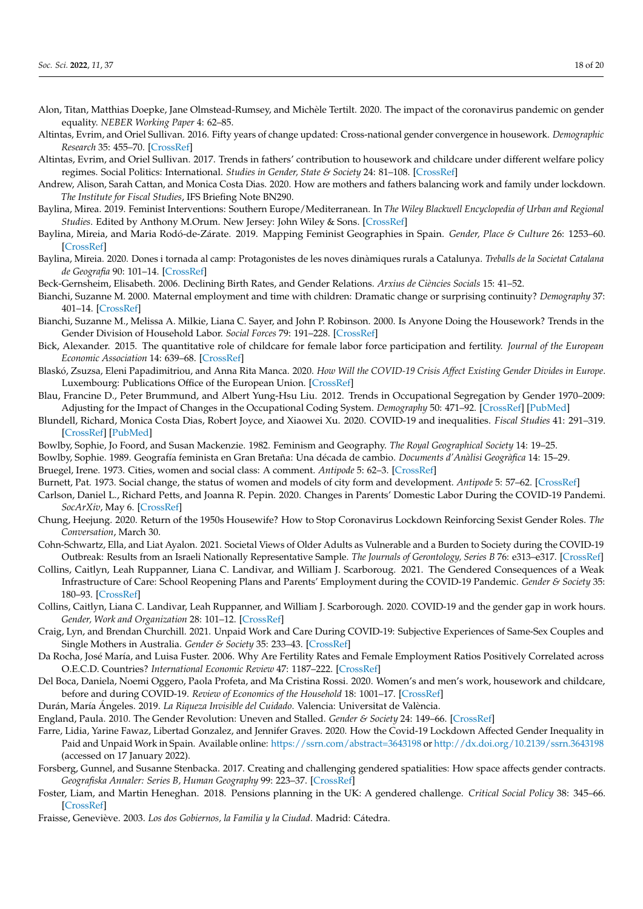Alon, Titan, Matthias Doepke, Jane Olmstead-Rumsey, and Michèle Tertilt. 2020. The impact of the coronavirus pandemic on gender equality. *NEBER Working Paper* 4: 62–85.

Altintas, Evrim, and Oriel Sullivan. 2016. Fifty years of change updated: Cross-national gender convergence in housework. *Demographic Research* 35: 455–70. [CrossRef]

Altintas, Evrim, and Oriel Sullivan. 2017. Trends in fathers' contribution to housework and childcare under different welfare policy regimes. Social Politics: International. *Studies in Gender, State & Society* 24: 81–108. [CrossRef]

Andrew, Alison, Sarah Cattan, and Monica Costa Dias. 2020. How are mothers and fathers balancing work and family under lockdown. *The Institute for Fiscal Studies*, IFS Briefing Note BN290.

Baylina, Mirea. 2019. Feminist Interventions: Southern Europe/Mediterranean. In *The Wiley Blackwell Encyclopedia of Urban and Regional Studies*. Edited by Anthony M.Orum. New Jersey: John Wiley & Sons. [CrossRef]

Baylina, Mireia, and Maria Rodó-de-Zárate. 2019. Mapping Feminist Geographies in Spain. *Gender, Place & Culture* 26: 1253–60. [CrossRef]

Baylina, Mireia. 2020. Dones i tornada al camp: Protagonistes de les noves dinàmiques rurals a Catalunya. *Treballs de la Societat Catalana de Geografia* 90: 101–14. [CrossRef]

Beck-Gernsheim, Elisabeth. 2006. Declining Birth Rates, and Gender Relations. *Arxius de Ciències Socials* 15: 41–52.

Bianchi, Suzanne M. 2000. Maternal employment and time with children: Dramatic change or surprising continuity? *Demography* 37: 401–14. [CrossRef]

Bianchi, Suzanne M., Melissa A. Milkie, Liana C. Sayer, and John P. Robinson. 2000. Is Anyone Doing the Housework? Trends in the Gender Division of Household Labor. *Social Forces* 79: 191–228. [CrossRef]

Bick, Alexander. 2015. The quantitative role of childcare for female labor force participation and fertility. *Journal of the European Economic Association* 14: 639–68. [CrossRef]

Blaskó, Zsuzsa, Eleni Papadimitriou, and Anna Rita Manca. 2020. *How Will the COVID-19 Crisis Affect Existing Gender Divides in Europe*. Luxembourg: Publications Office of the European Union. [CrossRef]

Blau, Francine D., Peter Brummund, and Albert Yung-Hsu Liu. 2012. Trends in Occupational Segregation by Gender 1970–2009: Adjusting for the Impact of Changes in the Occupational Coding System. *Demography* 50: 471–92. [CrossRef] [PubMed]

Blundell, Richard, Monica Costa Dias, Robert Joyce, and Xiaowei Xu. 2020. COVID-19 and inequalities. *Fiscal Studies* 41: 291–319. [CrossRef] [PubMed]

Bowlby, Sophie, Jo Foord, and Susan Mackenzie. 1982. Feminism and Geography. *The Royal Geographical Society* 14: 19–25.

Bowlby, Sophie. 1989. Geografía feminista en Gran Bretaña: Una década de cambio. *Documents d'Anàlisi Geogràfica* 14: 15–29.

Bruegel, Irene. 1973. Cities, women and social class: A comment. *Antipode* 5: 62–3. [CrossRef]

Burnett, Pat. 1973. Social change, the status of women and models of city form and development. *Antipode* 5: 57–62. [CrossRef]

Carlson, Daniel L., Richard Petts, and Joanna R. Pepin. 2020. Changes in Parents' Domestic Labor During the COVID-19 Pandemi. *SocArXiv*, May 6. [CrossRef]

Chung, Heejung. 2020. Return of the 1950s Housewife? How to Stop Coronavirus Lockdown Reinforcing Sexist Gender Roles. *The Conversation*, March 30.

Cohn-Schwartz, Ella, and Liat Ayalon. 2021. Societal Views of Older Adults as Vulnerable and a Burden to Society during the COVID-19 Outbreak: Results from an Israeli Nationally Representative Sample. *The Journals of Gerontology, Series B* 76: e313–e317. [CrossRef]

Collins, Caitlyn, Leah Ruppanner, Liana C. Landivar, and William J. Scarboroug. 2021. The Gendered Consequences of a Weak Infrastructure of Care: School Reopening Plans and Parents' Employment during the COVID-19 Pandemic. *Gender & Society* 35: 180–93. [CrossRef]

Collins, Caitlyn, Liana C. Landivar, Leah Ruppanner, and William J. Scarborough. 2020. COVID-19 and the gender gap in work hours. *Gender, Work and Organization* 28: 101–12. [CrossRef]

Craig, Lyn, and Brendan Churchill. 2021. Unpaid Work and Care During COVID-19: Subjective Experiences of Same-Sex Couples and Single Mothers in Australia. *Gender & Society* 35: 233–43. [CrossRef]

Da Rocha, José María, and Luisa Fuster. 2006. Why Are Fertility Rates and Female Employment Ratios Positively Correlated across O.E.C.D. Countries? *International Economic Review* 47: 1187–222. [CrossRef]

Del Boca, Daniela, Noemi Oggero, Paola Profeta, and Ma Cristina Rossi. 2020. Women's and men's work, housework and childcare, before and during COVID-19. *Review of Economics of the Household* 18: 1001–17. [CrossRef]

Durán, María Ángeles. 2019. *La Riqueza Invisible del Cuidado*. Valencia: Universitat de València.

England, Paula. 2010. The Gender Revolution: Uneven and Stalled. *Gender & Society* 24: 149–66. [CrossRef]

Farre, Lidia, Yarine Fawaz, Libertad Gonzalez, and Jennifer Graves. 2020. How the Covid-19 Lockdown Affected Gender Inequality in Paid and Unpaid Work in Spain. Available online: https://ssrn.com/abstract=3643198 or http://dx.doi.org/10.2139/ssrn.3643198 (accessed on 17 January 2022).

Forsberg, Gunnel, and Susanne Stenbacka. 2017. Creating and challenging gendered spatialities: How space affects gender contracts. *Geografiska Annaler: Series B, Human Geography* 99: 223–37. [CrossRef]

Foster, Liam, and Martin Heneghan. 2018. Pensions planning in the UK: A gendered challenge. *Critical Social Policy* 38: 345–66. [CrossRef]

Fraisse, Geneviève. 2003. *Los dos Gobiernos, la Familia y la Ciudad*. Madrid: Cátedra.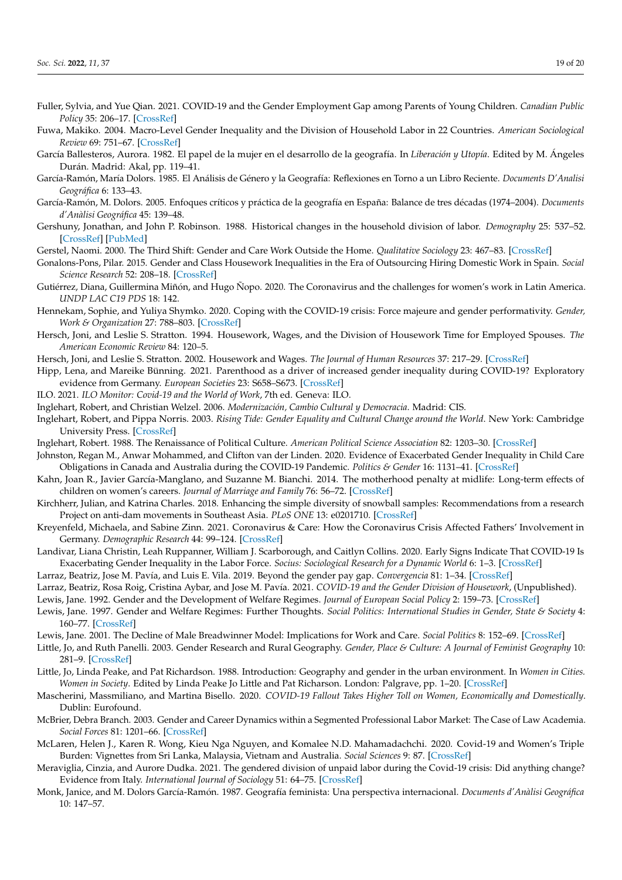Fuller, Sylvia, and Yue Qian. 2021. COVID-19 and the Gender Employment Gap among Parents of Young Children. *Canadian Public Policy* 35: 206–17. [CrossRef]

Fuwa, Makiko. 2004. Macro-Level Gender Inequality and the Division of Household Labor in 22 Countries. *American Sociological Review* 69: 751–67. [CrossRef]

García Ballesteros, Aurora. 1982. El papel de la mujer en el desarrollo de la geografía. In *Liberación y Utopía*. Edited by M. Ángeles Durán. Madrid: Akal, pp. 119–41.

García-Ramón, María Dolors. 1985. El Análisis de Género y la Geografía: Reflexiones en Torno a un Libro Reciente. *Documents D'Analisi Geográfica* 6: 133–43.

García-Ramón, M. Dolors. 2005. Enfoques críticos y práctica de la geografía en España: Balance de tres décadas (1974–2004). *Documents d'Anàlisi Geogràfica* 45: 139–48.

Gershuny, Jonathan, and John P. Robinson. 1988. Historical changes in the household division of labor. *Demography* 25: 537–52. [CrossRef] [PubMed]

Gerstel, Naomi. 2000. The Third Shift: Gender and Care Work Outside the Home. *Qualitative Sociology* 23: 467–83. [CrossRef]

Gonalons-Pons, Pilar. 2015. Gender and Class Housework Inequalities in the Era of Outsourcing Hiring Domestic Work in Spain. *Social Science Research* 52: 208–18. [CrossRef]

Gutiérrez, Diana, Guillermina Miñón, and Hugo Ñopo. 2020. The Coronavirus and the challenges for women's work in Latin America. *UNDP LAC C19 PDS* 18: 142.

Hennekam, Sophie, and Yuliya Shymko. 2020. Coping with the COVID-19 crisis: Force majeure and gender performativity. *Gender, Work & Organization* 27: 788–803. [CrossRef]

Hersch, Joni, and Leslie S. Stratton. 1994. Housework, Wages, and the Division of Housework Time for Employed Spouses. *The American Economic Review* 84: 120–5.

Hersch, Joni, and Leslie S. Stratton. 2002. Housework and Wages. *The Journal of Human Resources* 37: 217–29. [CrossRef]

Hipp, Lena, and Mareike Bünning. 2021. Parenthood as a driver of increased gender inequality during COVID-19? Exploratory evidence from Germany. *European Societies* 23: S658–S673. [CrossRef]

ILO. 2021. *ILO Monitor: Covid-19 and the World of Work*, 7th ed. Geneva: ILO.

Inglehart, Robert, and Christian Welzel. 2006. *Modernización, Cambio Cultural y Democracia*. Madrid: CIS.

Inglehart, Robert, and Pippa Norris. 2003. *Rising Tide: Gender Equality and Cultural Change around the World*. New York: Cambridge University Press. [CrossRef]

Inglehart, Robert. 1988. The Renaissance of Political Culture. *American Political Science Association* 82: 1203–30. [CrossRef]

Johnston, Regan M., Anwar Mohammed, and Clifton van der Linden. 2020. Evidence of Exacerbated Gender Inequality in Child Care Obligations in Canada and Australia during the COVID-19 Pandemic. *Politics & Gender* 16: 1131–41. [CrossRef]

Kahn, Joan R., Javier García-Manglano, and Suzanne M. Bianchi. 2014. The motherhood penalty at midlife: Long-term effects of children on women's careers. *Journal of Marriage and Family* 76: 56–72. [CrossRef]

Kirchherr, Julian, and Katrina Charles. 2018. Enhancing the simple diversity of snowball samples: Recommendations from a research Project on anti-dam movements in Southeast Asia. *PLoS ONE* 13: e0201710. [CrossRef]

Kreyenfeld, Michaela, and Sabine Zinn. 2021. Coronavirus & Care: How the Coronavirus Crisis Affected Fathers' Involvement in Germany. *Demographic Research* 44: 99–124. [CrossRef]

Landivar, Liana Christin, Leah Ruppanner, William J. Scarborough, and Caitlyn Collins. 2020. Early Signs Indicate That COVID-19 Is Exacerbating Gender Inequality in the Labor Force. *Socius: Sociological Research for a Dynamic World* 6: 1–3. [CrossRef]

Larraz, Beatriz, Jose M. Pavía, and Luis E. Vila. 2019. Beyond the gender pay gap. *Convergencia* 81: 1–34. [CrossRef]

Larraz, Beatriz, Rosa Roig, Cristina Aybar, and Jose M. Pavía. 2021. *COVID-19 and the Gender Division of Housework*, (Unpublished).

Lewis, Jane. 1992. Gender and the Development of Welfare Regimes. *Journal of European Social Policy* 2: 159–73. [CrossRef]

Lewis, Jane. 1997. Gender and Welfare Regimes: Further Thoughts. *Social Politics: International Studies in Gender, State & Society* 4: 160–77. [CrossRef]

Lewis, Jane. 2001. The Decline of Male Breadwinner Model: Implications for Work and Care. *Social Politics* 8: 152–69. [CrossRef]

Little, Jo, and Ruth Panelli. 2003. Gender Research and Rural Geography. *Gender, Place & Culture: A Journal of Feminist Geography* 10: 281–9. [CrossRef]

Little, Jo, Linda Peake, and Pat Richardson. 1988. Introduction: Geography and gender in the urban environment. In *Women in Cities. Women in Society*. Edited by Linda Peake Jo Little and Pat Richarson. London: Palgrave, pp. 1–20. [CrossRef]

Mascherini, Massimiliano, and Martina Bisello. 2020. *COVID-19 Fallout Takes Higher Toll on Women, Economically and Domestically*. Dublin: Eurofound.

McBrier, Debra Branch. 2003. Gender and Career Dynamics within a Segmented Professional Labor Market: The Case of Law Academia. *Social Forces* 81: 1201–66. [CrossRef]

McLaren, Helen J., Karen R. Wong, Kieu Nga Nguyen, and Komalee N.D. Mahamadachchi. 2020. Covid-19 and Women's Triple Burden: Vignettes from Sri Lanka, Malaysia, Vietnam and Australia. *Social Sciences* 9: 87. [CrossRef]

Meraviglia, Cinzia, and Aurore Dudka. 2021. The gendered division of unpaid labor during the Covid-19 crisis: Did anything change? Evidence from Italy. *International Journal of Sociology* 51: 64–75. [CrossRef]

Monk, Janice, and M. Dolors García-Ramón. 1987. Geografía feminista: Una perspectiva internacional. *Documents d'Anàlisi Geográfica* 10: 147–57.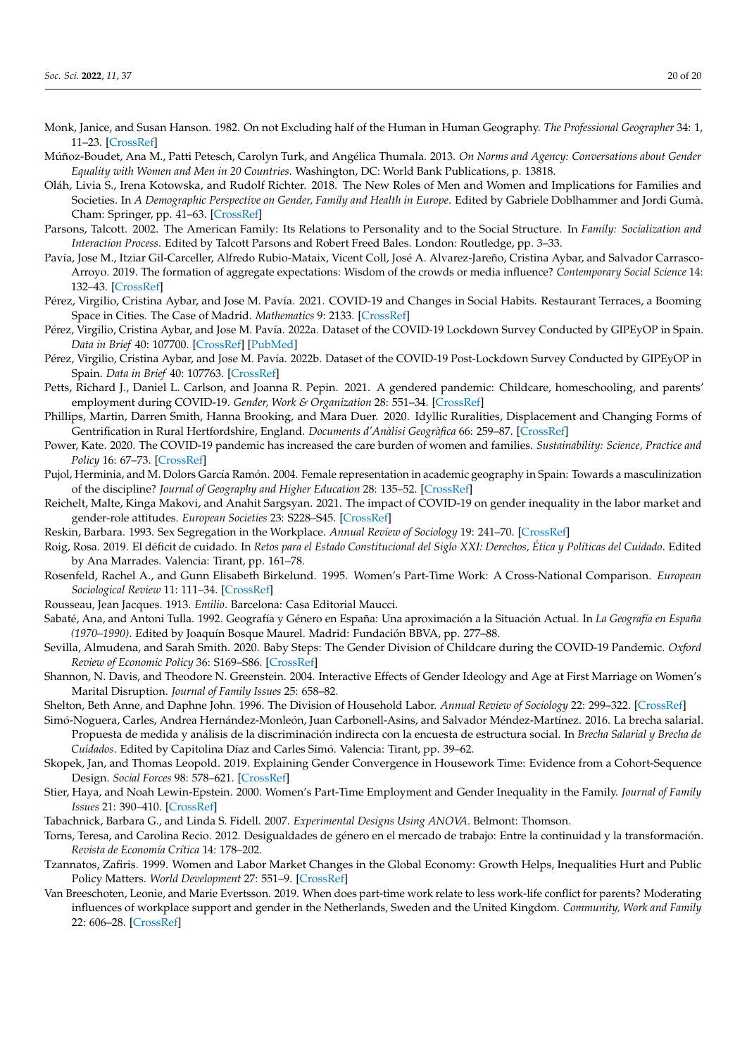Monk, Janice, and Susan Hanson. 1982. On not Excluding half of the Human in Human Geography. *The Professional Geographer* 34: 1, 11–23. [CrossRef]

Múñoz-Boudet, Ana M., Patti Petesch, Carolyn Turk, and Angélica Thumala. 2013. *On Norms and Agency: Conversations about Gender Equality with Women and Men in 20 Countries*. Washington, DC: World Bank Publications, p. 13818.

Oláh, Livia S., Irena Kotowska, and Rudolf Richter. 2018. The New Roles of Men and Women and Implications for Families and Societies. In *A Demographic Perspective on Gender, Family and Health in Europe*. Edited by Gabriele Doblhammer and Jordi Gumà. Cham: Springer, pp. 41–63. [CrossRef]

Parsons, Talcott. 2002. The American Family: Its Relations to Personality and to the Social Structure. In *Family: Socialization and Interaction Process*. Edited by Talcott Parsons and Robert Freed Bales. London: Routledge, pp. 3–33.

Pavía, Jose M., Itziar Gil-Carceller, Alfredo Rubio-Mataix, Vicent Coll, José A. Alvarez-Jareño, Cristina Aybar, and Salvador Carrasco-Arroyo. 2019. The formation of aggregate expectations: Wisdom of the crowds or media influence? *Contemporary Social Science* 14: 132–43. [CrossRef]

Pérez, Virgilio, Cristina Aybar, and Jose M. Pavía. 2021. COVID-19 and Changes in Social Habits. Restaurant Terraces, a Booming Space in Cities. The Case of Madrid. *Mathematics* 9: 2133. [CrossRef]

Pérez, Virgilio, Cristina Aybar, and Jose M. Pavía. 2022a. Dataset of the COVID-19 Lockdown Survey Conducted by GIPEyOP in Spain. *Data in Brief* 40: 107700. [CrossRef] [PubMed]

Pérez, Virgilio, Cristina Aybar, and Jose M. Pavía. 2022b. Dataset of the COVID-19 Post-Lockdown Survey Conducted by GIPEyOP in Spain. *Data in Brief* 40: 107763. [CrossRef]

Petts, Richard J., Daniel L. Carlson, and Joanna R. Pepin. 2021. A gendered pandemic: Childcare, homeschooling, and parents' employment during COVID-19. *Gender, Work & Organization* 28: 551–34. [CrossRef]

Phillips, Martin, Darren Smith, Hanna Brooking, and Mara Duer. 2020. Idyllic Ruralities, Displacement and Changing Forms of Gentrification in Rural Hertfordshire, England. *Documents d'Anàlisi Geogràfica* 66: 259–87. [CrossRef]

Power, Kate. 2020. The COVID-19 pandemic has increased the care burden of women and families. *Sustainability: Science, Practice and Policy* 16: 67–73. [CrossRef]

Pujol, Herminia, and M. Dolors García Ramón. 2004. Female representation in academic geography in Spain: Towards a masculinization of the discipline? *Journal of Geography and Higher Education* 28: 135–52. [CrossRef]

Reichelt, Malte, Kinga Makovi, and Anahit Sargsyan. 2021. The impact of COVID-19 on gender inequality in the labor market and gender-role attitudes. *European Societies* 23: S228–S45. [CrossRef]

Reskin, Barbara. 1993. Sex Segregation in the Workplace. *Annual Review of Sociology* 19: 241–70. [CrossRef]

Roig, Rosa. 2019. El déficit de cuidado. In *Retos para el Estado Constitucional del Siglo XXI: Derechos, Ética y Políticas del Cuidado*. Edited by Ana Marrades. Valencia: Tirant, pp. 161–78.

Rosenfeld, Rachel A., and Gunn Elisabeth Birkelund. 1995. Women's Part-Time Work: A Cross-National Comparison. *European Sociological Review* 11: 111–34. [CrossRef]

Rousseau, Jean Jacques. 1913. *Emilio*. Barcelona: Casa Editorial Maucci.

Sabaté, Ana, and Antoni Tulla. 1992. Geografía y Género en España: Una aproximación a la Situación Actual. In *La Geografía en España (1970–1990)*. Edited by Joaquín Bosque Maurel. Madrid: Fundación BBVA, pp. 277–88.

Sevilla, Almudena, and Sarah Smith. 2020. Baby Steps: The Gender Division of Childcare during the COVID-19 Pandemic. *Oxford Review of Economic Policy* 36: S169–S86. [CrossRef]

Shannon, N. Davis, and Theodore N. Greenstein. 2004. Interactive Effects of Gender Ideology and Age at First Marriage on Women's Marital Disruption. *Journal of Family Issues* 25: 658–82.

Shelton, Beth Anne, and Daphne John. 1996. The Division of Household Labor. *Annual Review of Sociology* 22: 299–322. [CrossRef]

Simó-Noguera, Carles, Andrea Hernández-Monleón, Juan Carbonell-Asins, and Salvador Méndez-Martínez. 2016. La brecha salarial. Propuesta de medida y análisis de la discriminación indirecta con la encuesta de estructura social. In *Brecha Salarial y Brecha de Cuidados*. Edited by Capitolina Díaz and Carles Simó. Valencia: Tirant, pp. 39–62.

Skopek, Jan, and Thomas Leopold. 2019. Explaining Gender Convergence in Housework Time: Evidence from a Cohort-Sequence Design. *Social Forces* 98: 578–621. [CrossRef]

Stier, Haya, and Noah Lewin-Epstein. 2000. Women's Part-Time Employment and Gender Inequality in the Family. *Journal of Family Issues* 21: 390–410. [CrossRef]

Tabachnick, Barbara G., and Linda S. Fidell. 2007. *Experimental Designs Using ANOVA*. Belmont: Thomson.

Torns, Teresa, and Carolina Recio. 2012. Desigualdades de género en el mercado de trabajo: Entre la continuidad y la transformación. *Revista de Economía Crítica* 14: 178–202.

Tzannatos, Zafiris. 1999. Women and Labor Market Changes in the Global Economy: Growth Helps, Inequalities Hurt and Public Policy Matters. *World Development* 27: 551–9. [CrossRef]

Van Breeschoten, Leonie, and Marie Evertsson. 2019. When does part-time work relate to less work-life conflict for parents? Moderating influences of workplace support and gender in the Netherlands, Sweden and the United Kingdom. *Community, Work and Family* 22: 606–28. [CrossRef]